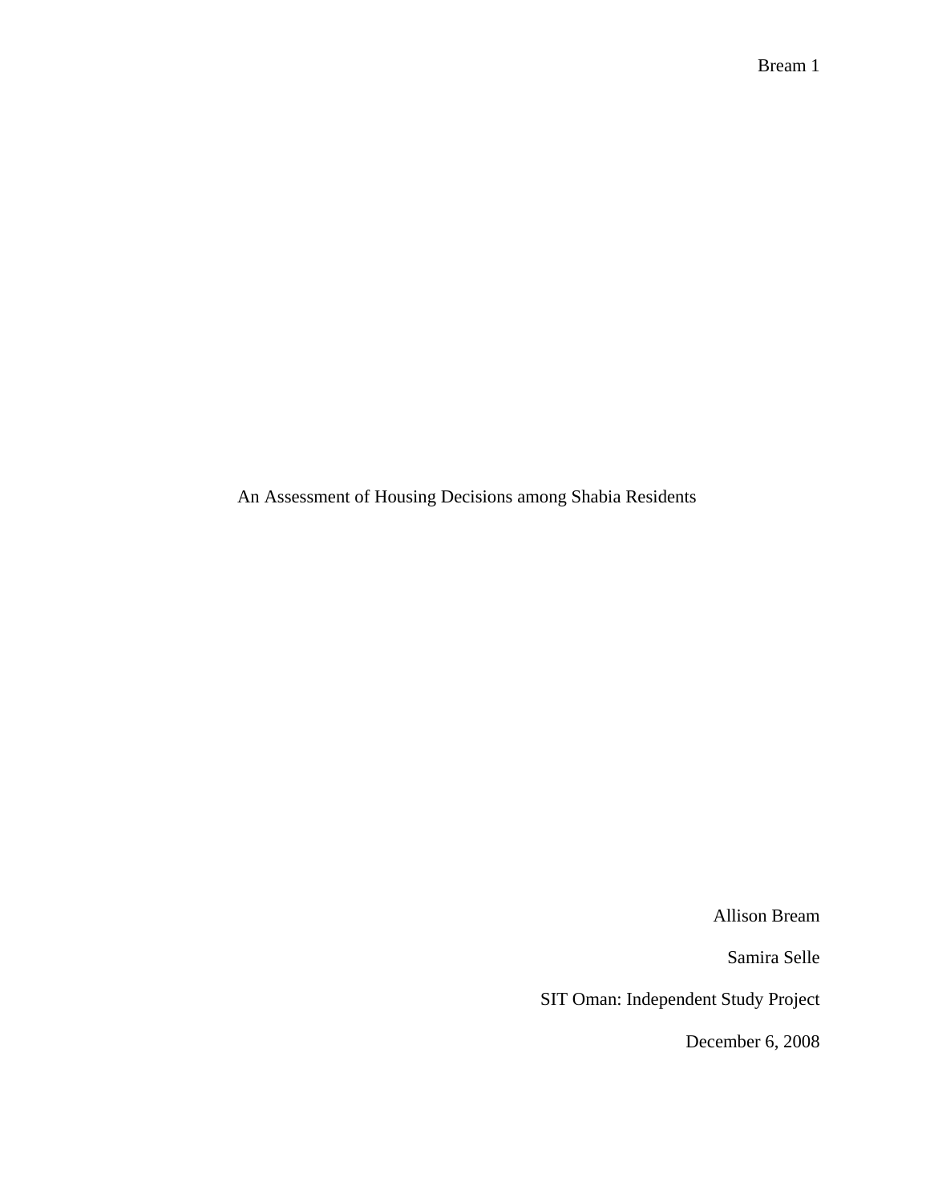# An Assessment of Housing Decisions among Shabia Residents

Allison Bream

Samira Selle

SIT Oman: Independent Study Project

December 6, 2008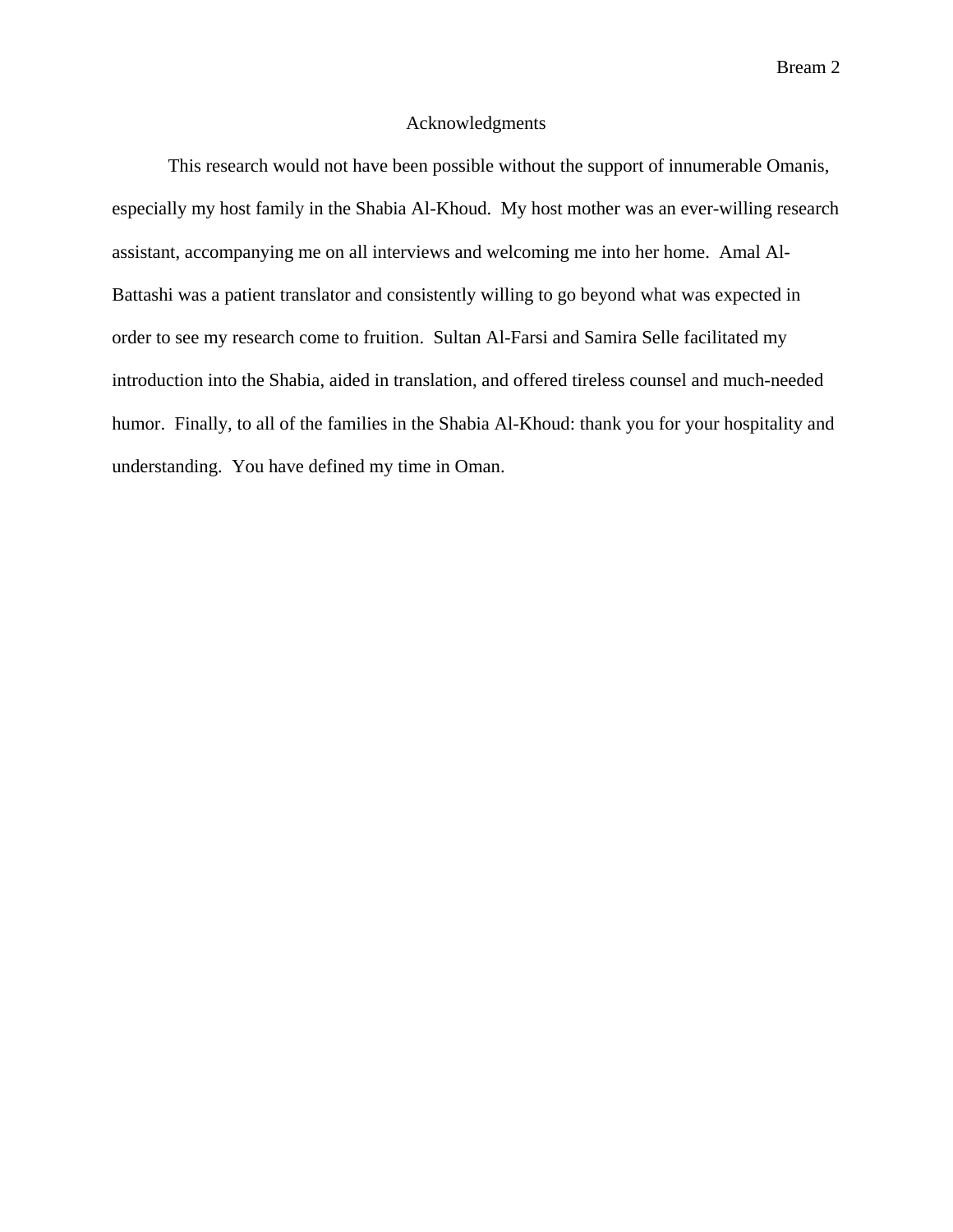# Acknowledgments

This research would not have been possible without the support of innumerable Omanis, especially my host family in the Shabia Al-Khoud. My host mother was an ever-willing research assistant, accompanying me on all interviews and welcoming me into her home. Amal Al-Battashi was a patient translator and consistently willing to go beyond what was expected in order to see my research come to fruition. Sultan Al-Farsi and Samira Selle facilitated my introduction into the Shabia, aided in translation, and offered tireless counsel and much-needed humor. Finally, to all of the families in the Shabia Al-Khoud: thank you for your hospitality and understanding. You have defined my time in Oman.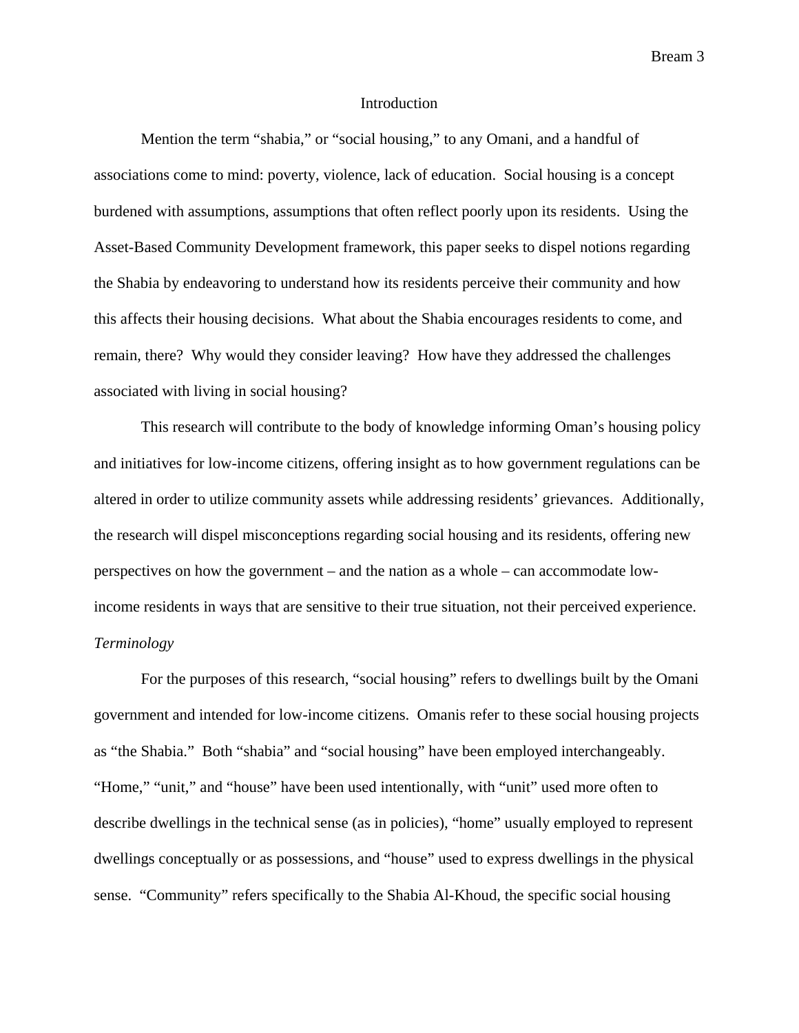# Introduction

Mention the term "shabia," or "social housing," to any Omani, and a handful of associations come to mind: poverty, violence, lack of education. Social housing is a concept burdened with assumptions, assumptions that often reflect poorly upon its residents. Using the Asset-Based Community Development framework, this paper seeks to dispel notions regarding the Shabia by endeavoring to understand how its residents perceive their community and how this affects their housing decisions. What about the Shabia encourages residents to come, and remain, there? Why would they consider leaving? How have they addressed the challenges associated with living in social housing?

This research will contribute to the body of knowledge informing Oman's housing policy and initiatives for low-income citizens, offering insight as to how government regulations can be altered in order to utilize community assets while addressing residents' grievances. Additionally, the research will dispel misconceptions regarding social housing and its residents, offering new perspectives on how the government – and the nation as a whole – can accommodate low-income residents in ways that are sensitive to their true situation, not their perceived experience.

*Terminology*

For the purposes of this research, "social housing" refers to dwellings built by the Omani government and intended for low-income citizens. Omanis refer to these social housing projects as "the Shabia." Both "shabia" and "social housing" have been employed interchangeably. "Home," "unit," and "house" have been used intentionally, with "unit" used more often to describe dwellings in the technical sense (as in policies), "home" usually employed to represent dwellings conceptually or as possessions, and "house" used to express dwellings in the physical sense. "Community" refers specifically to the Shabia Al-Khoud, the specific social housing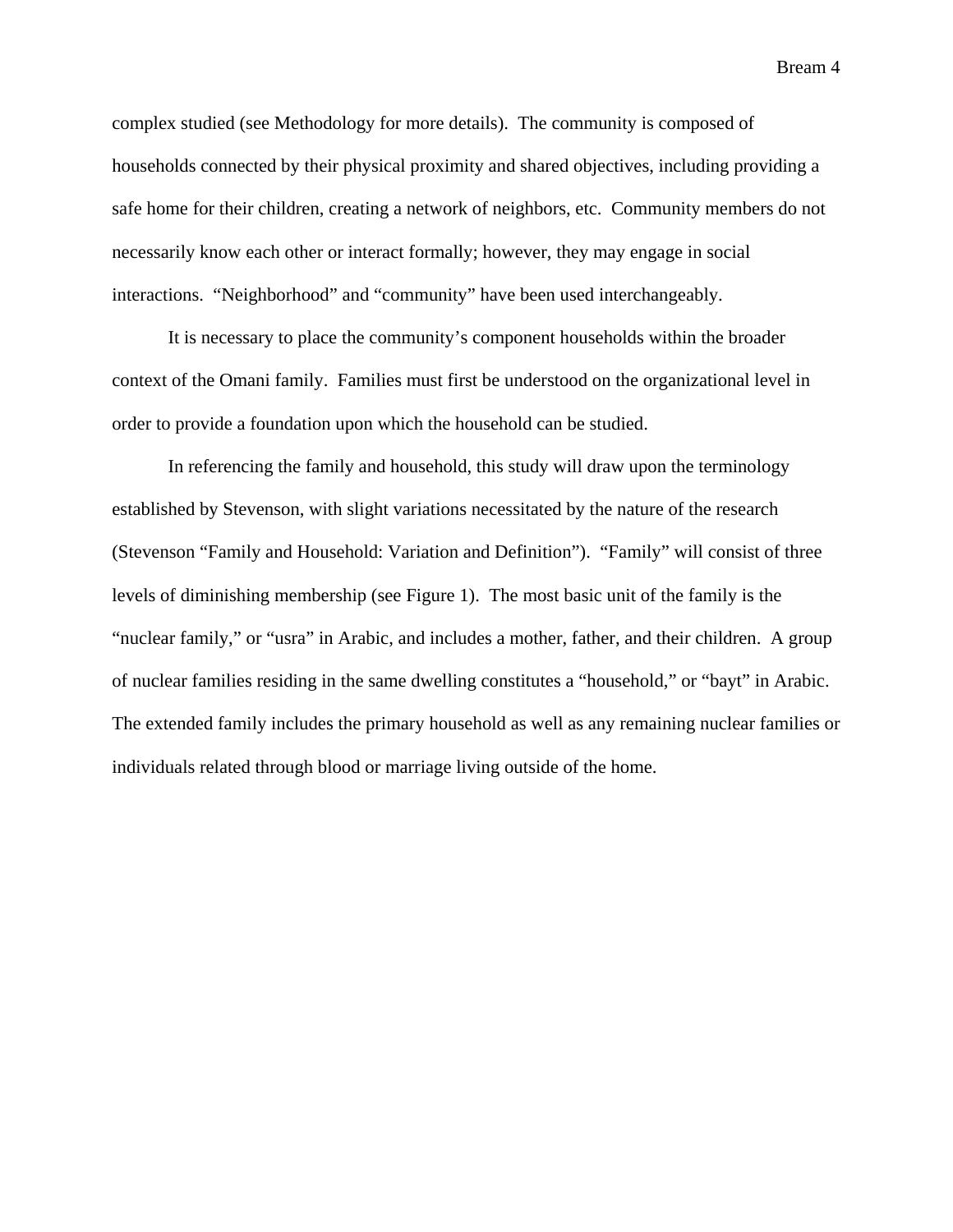complex studied (see Methodology for more details). The community is composed of households connected by their physical proximity and shared objectives, including providing a safe home for their children, creating a network of neighbors, etc. Community members do not necessarily know each other or interact formally; however, they may engage in social interactions. "Neighborhood" and "community" have been used interchangeably.

It is necessary to place the community's component households within the broader context of the Omani family. Families must first be understood on the organizational level in order to provide a foundation upon which the household can be studied.

In referencing the family and household, this study will draw upon the terminology established by Stevenson, with slight variations necessitated by the nature of the research (Stevenson "Family and Household: Variation and Definition"). "Family" will consist of three levels of diminishing membership (see Figure 1). The most basic unit of the family is the "nuclear family," or "usra" in Arabic, and includes a mother, father, and their children. A group of nuclear families residing in the same dwelling constitutes a "household," or "bayt" in Arabic. The extended family includes the primary household as well as any remaining nuclear families or individuals related through blood or marriage living outside of the home.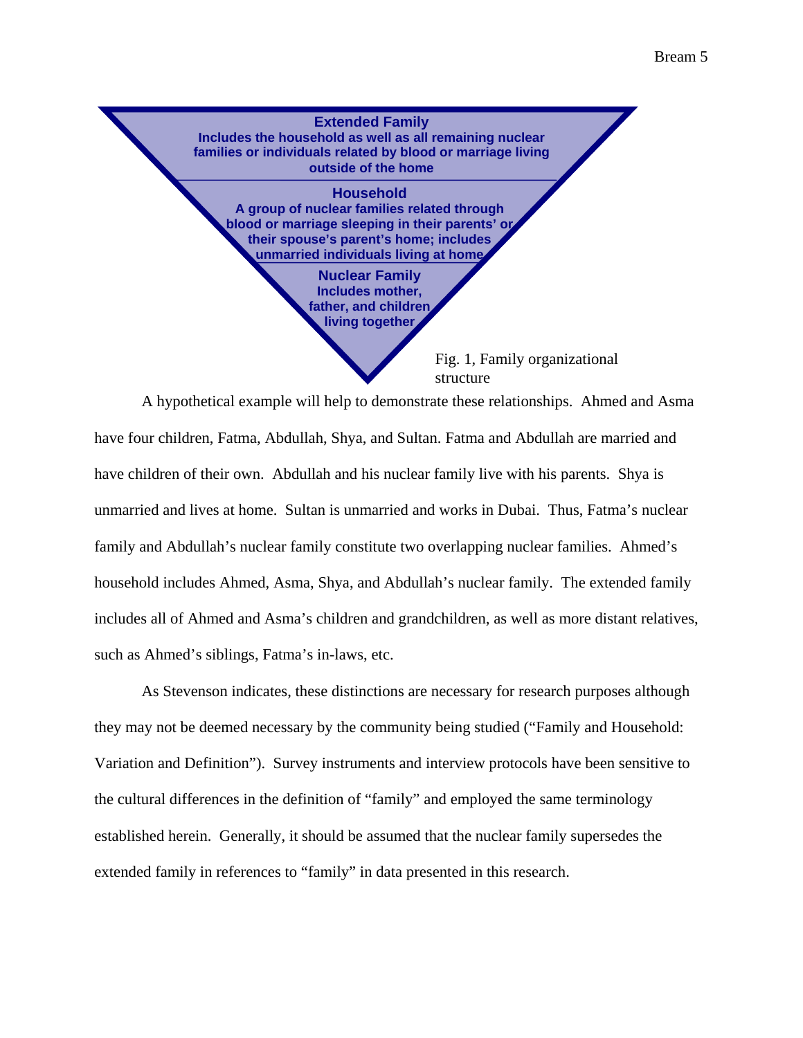**Extended Family**
Includes the household as well as all remaining nuclear families or individuals related by blood or marriage living outside of the home

**Household**
A group of nuclear families related through blood or marriage sleeping in their parents' or their spouse's parent's home; includes unmarried individuals living at home

**Nuclear Family**
Includes mother, father, and children living together

Fig. 1, Family organizational structure

A hypothetical example will help to demonstrate these relationships. Ahmed and Asma have four children, Fatma, Abdullah, Shya, and Sultan. Fatma and Abdullah are married and have children of their own. Abdullah and his nuclear family live with his parents. Shya is unmarried and lives at home. Sultan is unmarried and works in Dubai. Thus, Fatma's nuclear family and Abdullah's nuclear family constitute two overlapping nuclear families. Ahmed's household includes Ahmed, Asma, Shya, and Abdullah's nuclear family. The extended family includes all of Ahmed and Asma's children and grandchildren, as well as more distant relatives, such as Ahmed's siblings, Fatma's in-laws, etc.

As Stevenson indicates, these distinctions are necessary for research purposes although they may not be deemed necessary by the community being studied ("Family and Household: Variation and Definition"). Survey instruments and interview protocols have been sensitive to the cultural differences in the definition of "family" and employed the same terminology established herein. Generally, it should be assumed that the nuclear family supersedes the extended family in references to "family" in data presented in this research.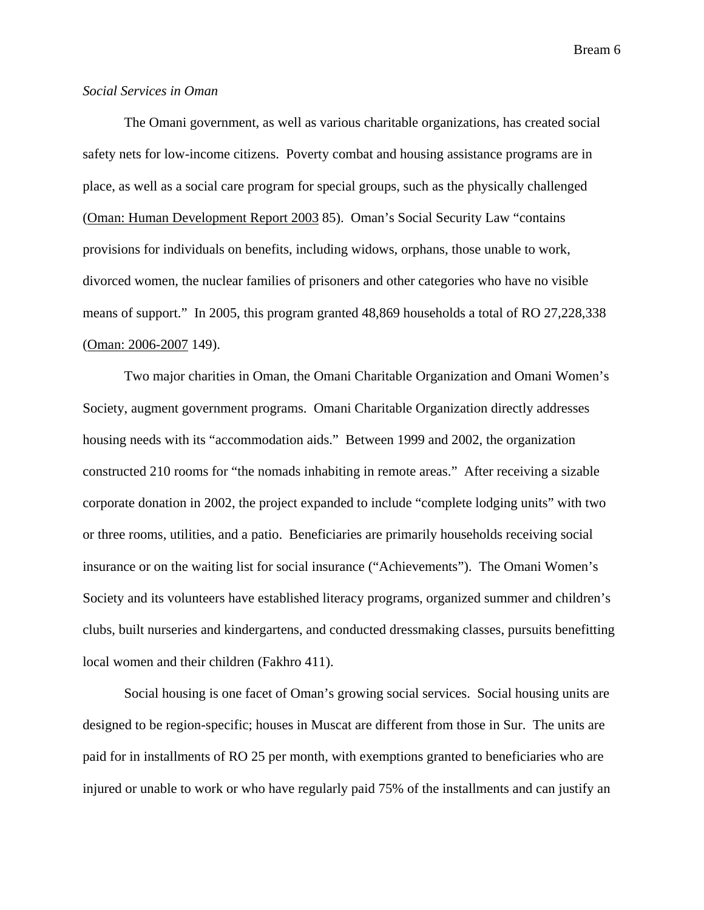*Social Services in Oman*

The Omani government, as well as various charitable organizations, has created social safety nets for low-income citizens. Poverty combat and housing assistance programs are in place, as well as a social care program for special groups, such as the physically challenged (Oman: Human Development Report 2003 85). Oman's Social Security Law "contains provisions for individuals on benefits, including widows, orphans, those unable to work, divorced women, the nuclear families of prisoners and other categories who have no visible means of support." In 2005, this program granted 48,869 households a total of RO 27,228,338 (Oman: 2006-2007 149).

Two major charities in Oman, the Omani Charitable Organization and Omani Women's Society, augment government programs. Omani Charitable Organization directly addresses housing needs with its "accommodation aids." Between 1999 and 2002, the organization constructed 210 rooms for "the nomads inhabiting in remote areas." After receiving a sizable corporate donation in 2002, the project expanded to include "complete lodging units" with two or three rooms, utilities, and a patio. Beneficiaries are primarily households receiving social insurance or on the waiting list for social insurance ("Achievements"). The Omani Women's Society and its volunteers have established literacy programs, organized summer and children's clubs, built nurseries and kindergartens, and conducted dressmaking classes, pursuits benefitting local women and their children (Fakhro 411).

Social housing is one facet of Oman's growing social services. Social housing units are designed to be region-specific; houses in Muscat are different from those in Sur. The units are paid for in installments of RO 25 per month, with exemptions granted to beneficiaries who are injured or unable to work or who have regularly paid 75% of the installments and can justify an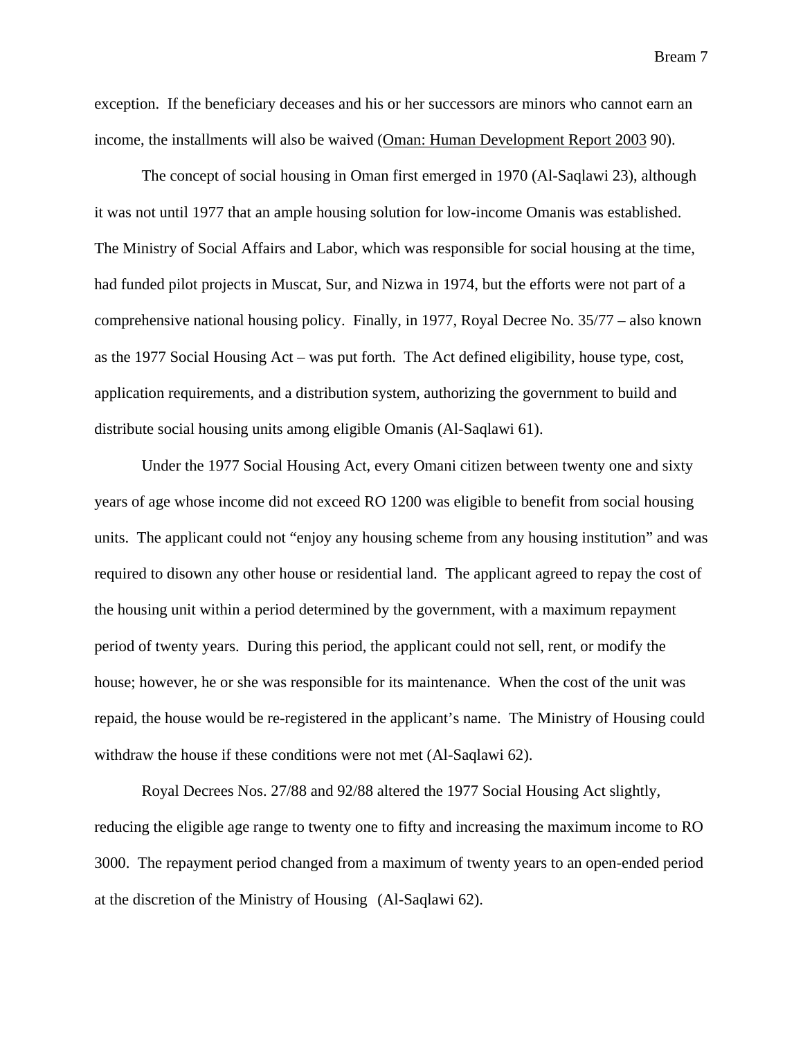exception. If the beneficiary deceases and his or her successors are minors who cannot earn an income, the installments will also be waived (Oman: Human Development Report 2003 90).

The concept of social housing in Oman first emerged in 1970 (Al-Saqlawi 23), although it was not until 1977 that an ample housing solution for low-income Omanis was established. The Ministry of Social Affairs and Labor, which was responsible for social housing at the time, had funded pilot projects in Muscat, Sur, and Nizwa in 1974, but the efforts were not part of a comprehensive national housing policy. Finally, in 1977, Royal Decree No. 35/77 – also known as the 1977 Social Housing Act – was put forth. The Act defined eligibility, house type, cost, application requirements, and a distribution system, authorizing the government to build and distribute social housing units among eligible Omanis (Al-Saqlawi 61).

Under the 1977 Social Housing Act, every Omani citizen between twenty one and sixty years of age whose income did not exceed RO 1200 was eligible to benefit from social housing units. The applicant could not "enjoy any housing scheme from any housing institution" and was required to disown any other house or residential land. The applicant agreed to repay the cost of the housing unit within a period determined by the government, with a maximum repayment period of twenty years. During this period, the applicant could not sell, rent, or modify the house; however, he or she was responsible for its maintenance. When the cost of the unit was repaid, the house would be re-registered in the applicant's name. The Ministry of Housing could withdraw the house if these conditions were not met (Al-Saqlawi 62).

Royal Decrees Nos. 27/88 and 92/88 altered the 1977 Social Housing Act slightly, reducing the eligible age range to twenty one to fifty and increasing the maximum income to RO 3000. The repayment period changed from a maximum of twenty years to an open-ended period at the discretion of the Ministry of Housing (Al-Saqlawi 62).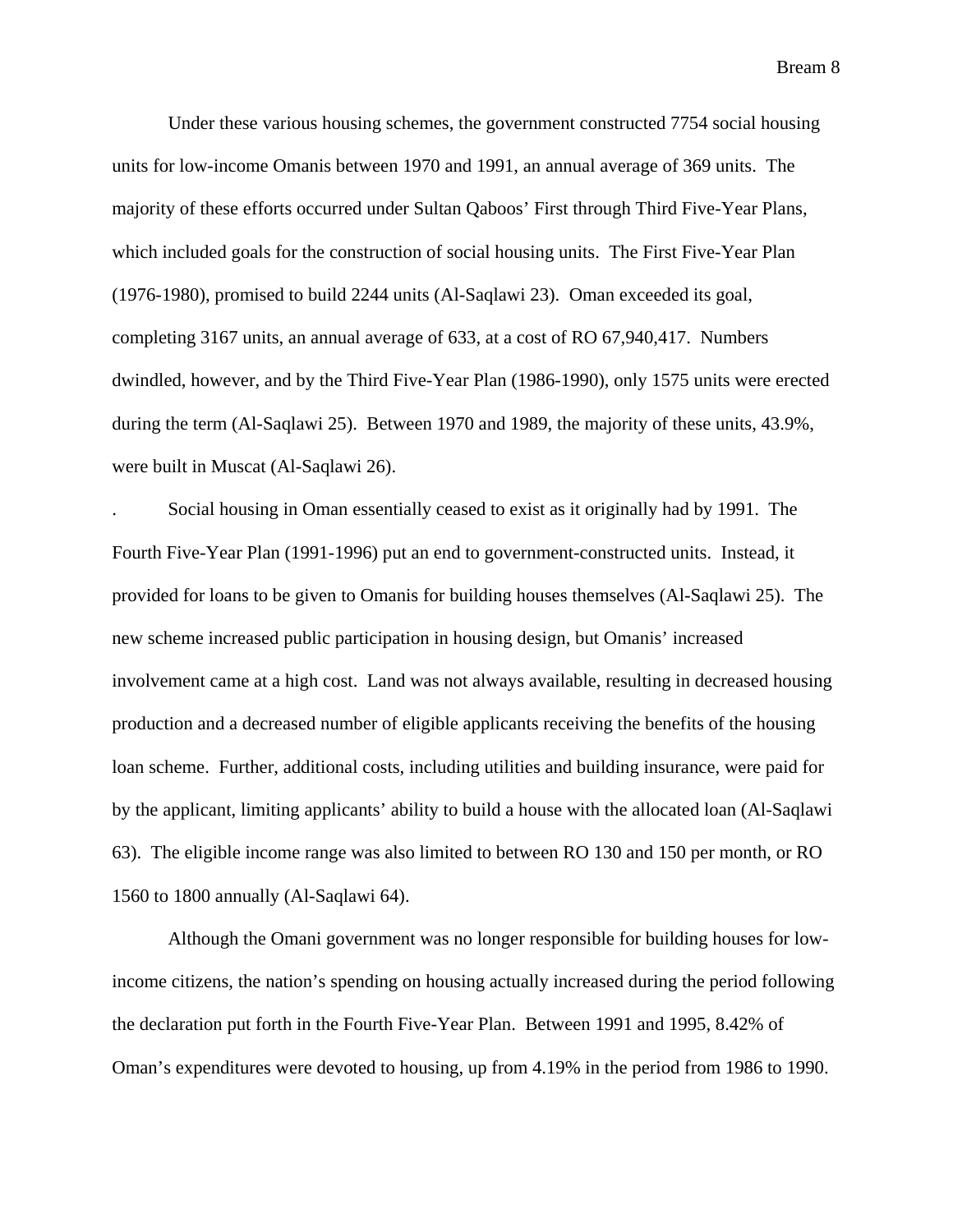Under these various housing schemes, the government constructed 7754 social housing units for low-income Omanis between 1970 and 1991, an annual average of 369 units. The majority of these efforts occurred under Sultan Qaboos' First through Third Five-Year Plans, which included goals for the construction of social housing units. The First Five-Year Plan (1976-1980), promised to build 2244 units (Al-Saqlawi 23). Oman exceeded its goal, completing 3167 units, an annual average of 633, at a cost of RO 67,940,417. Numbers dwindled, however, and by the Third Five-Year Plan (1986-1990), only 1575 units were erected during the term (Al-Saqlawi 25). Between 1970 and 1989, the majority of these units, 43.9%, were built in Muscat (Al-Saqlawi 26).

. Social housing in Oman essentially ceased to exist as it originally had by 1991. The Fourth Five-Year Plan (1991-1996) put an end to government-constructed units. Instead, it provided for loans to be given to Omanis for building houses themselves (Al-Saqlawi 25). The new scheme increased public participation in housing design, but Omanis' increased involvement came at a high cost. Land was not always available, resulting in decreased housing production and a decreased number of eligible applicants receiving the benefits of the housing loan scheme. Further, additional costs, including utilities and building insurance, were paid for by the applicant, limiting applicants' ability to build a house with the allocated loan (Al-Saqlawi 63). The eligible income range was also limited to between RO 130 and 150 per month, or RO 1560 to 1800 annually (Al-Saqlawi 64).

Although the Omani government was no longer responsible for building houses for low-income citizens, the nation's spending on housing actually increased during the period following the declaration put forth in the Fourth Five-Year Plan. Between 1991 and 1995, 8.42% of Oman's expenditures were devoted to housing, up from 4.19% in the period from 1986 to 1990.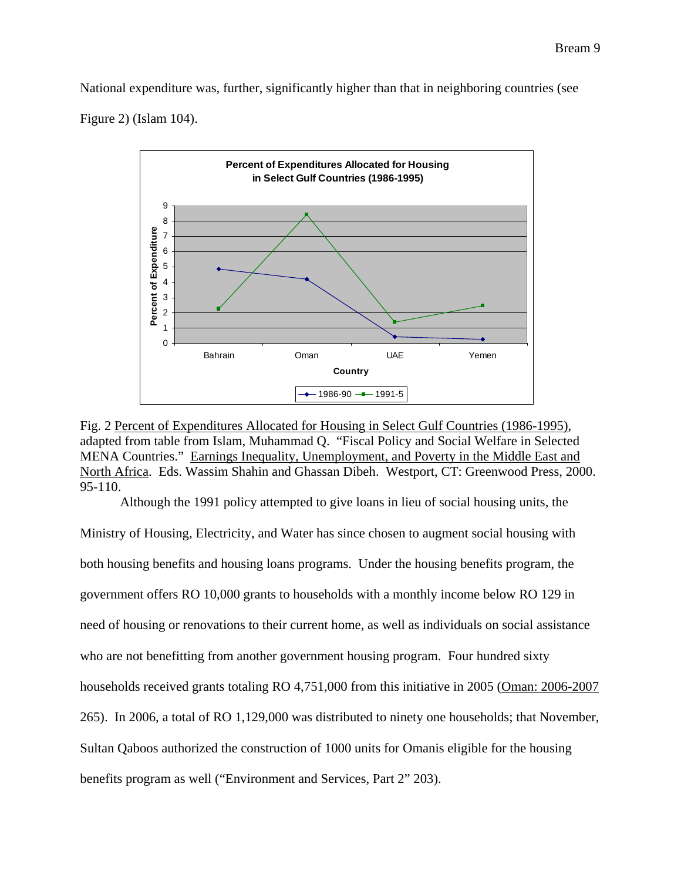National expenditure was, further, significantly higher than that in neighboring countries (see Figure 2) (Islam 104).

Fig. 2 Percent of Expenditures Allocated for Housing in Select Gulf Countries (1986-1995), adapted from table from Islam, Muhammad Q. "Fiscal Policy and Social Welfare in Selected MENA Countries." Earnings Inequality, Unemployment, and Poverty in the Middle East and North Africa. Eds. Wassim Shahin and Ghassan Dibeh. Westport, CT: Greenwood Press, 2000. 95-110.

Although the 1991 policy attempted to give loans in lieu of social housing units, the Ministry of Housing, Electricity, and Water has since chosen to augment social housing with both housing benefits and housing loans programs. Under the housing benefits program, the government offers RO 10,000 grants to households with a monthly income below RO 129 in need of housing or renovations to their current home, as well as individuals on social assistance who are not benefitting from another government housing program. Four hundred sixty households received grants totaling RO 4,751,000 from this initiative in 2005 (Oman: 2006-2007 265). In 2006, a total of RO 1,129,000 was distributed to ninety one households; that November, Sultan Qaboos authorized the construction of 1000 units for Omanis eligible for the housing benefits program as well ("Environment and Services, Part 2" 203).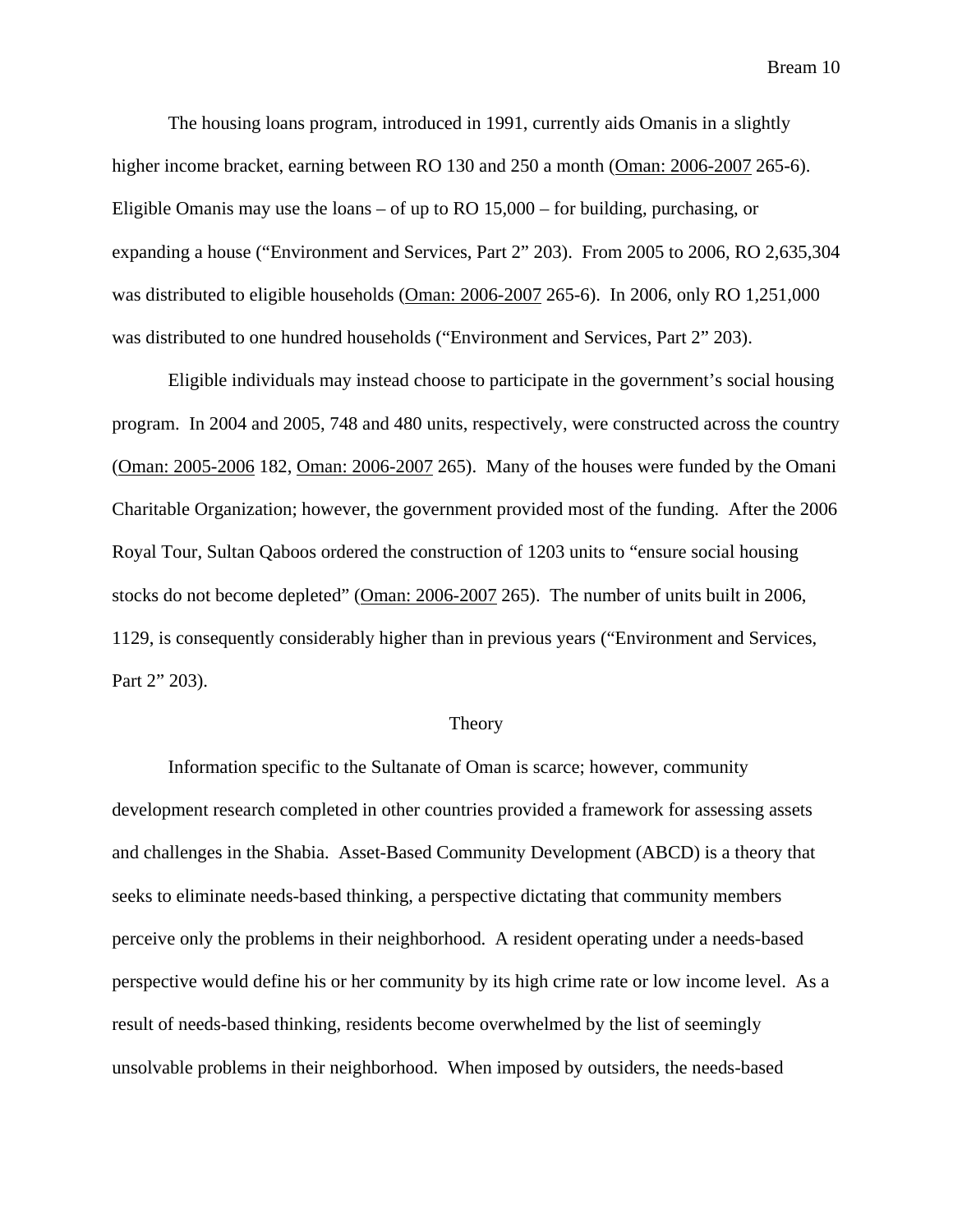The housing loans program, introduced in 1991, currently aids Omanis in a slightly higher income bracket, earning between RO 130 and 250 a month (<u>Oman: 2006-2007</u> 265-6). Eligible Omanis may use the loans – of up to RO 15,000 – for building, purchasing, or expanding a house ("Environment and Services, Part 2" 203). From 2005 to 2006, RO 2,635,304 was distributed to eligible households (<u>Oman: 2006-2007</u> 265-6). In 2006, only RO 1,251,000 was distributed to one hundred households ("Environment and Services, Part 2" 203).

Eligible individuals may instead choose to participate in the government's social housing program. In 2004 and 2005, 748 and 480 units, respectively, were constructed across the country (<u>Oman: 2005-2006</u> 182, <u>Oman: 2006-2007</u> 265). Many of the houses were funded by the Omani Charitable Organization; however, the government provided most of the funding. After the 2006 Royal Tour, Sultan Qaboos ordered the construction of 1203 units to "ensure social housing stocks do not become depleted" (<u>Oman: 2006-2007</u> 265). The number of units built in 2006, 1129, is consequently considerably higher than in previous years ("Environment and Services, Part 2" 203).

## Theory

Information specific to the Sultanate of Oman is scarce; however, community development research completed in other countries provided a framework for assessing assets and challenges in the Shabia. Asset-Based Community Development (ABCD) is a theory that seeks to eliminate needs-based thinking, a perspective dictating that community members perceive only the problems in their neighborhood. A resident operating under a needs-based perspective would define his or her community by its high crime rate or low income level. As a result of needs-based thinking, residents become overwhelmed by the list of seemingly unsolvable problems in their neighborhood. When imposed by outsiders, the needs-based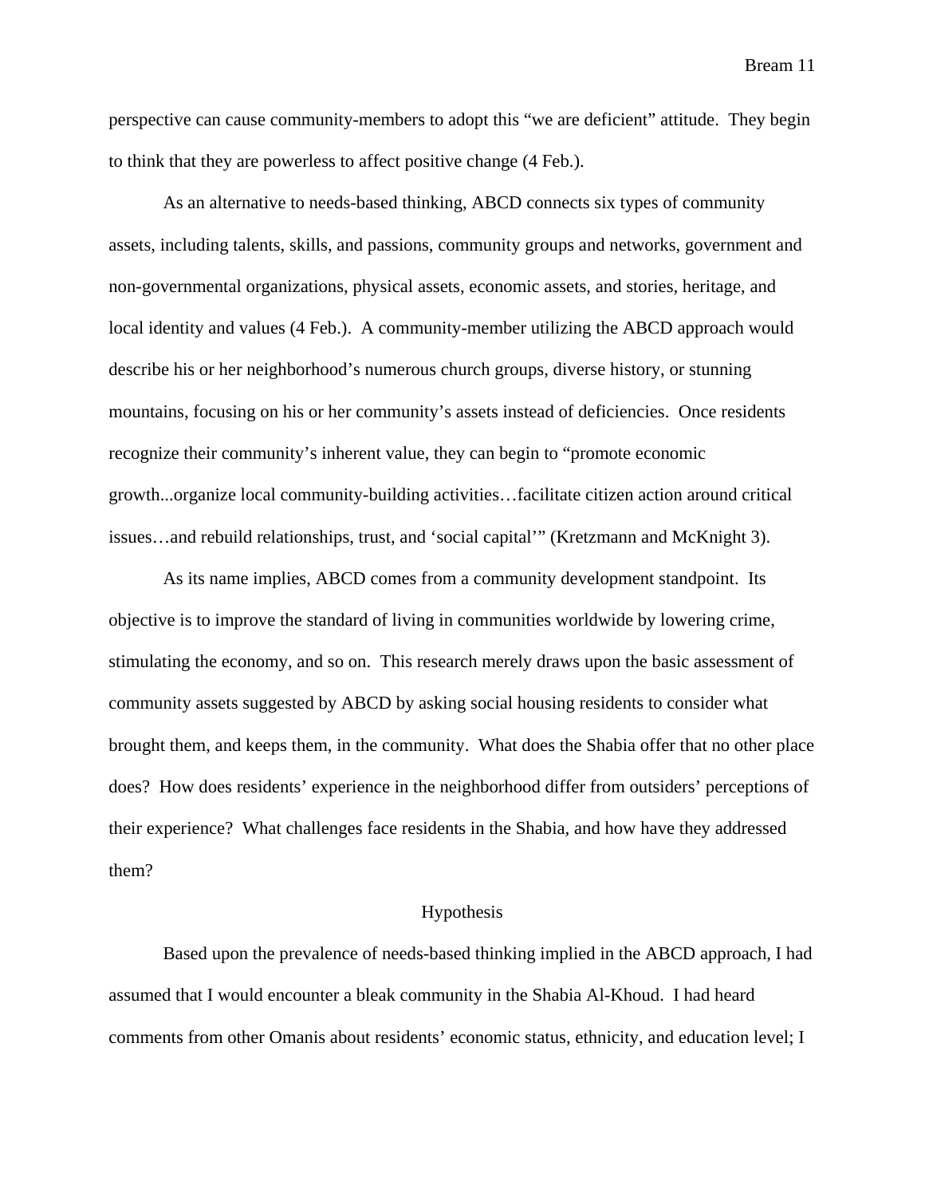perspective can cause community-members to adopt this "we are deficient" attitude. They begin to think that they are powerless to affect positive change (4 Feb.).

As an alternative to needs-based thinking, ABCD connects six types of community assets, including talents, skills, and passions, community groups and networks, government and non-governmental organizations, physical assets, economic assets, and stories, heritage, and local identity and values (4 Feb.). A community-member utilizing the ABCD approach would describe his or her neighborhood's numerous church groups, diverse history, or stunning mountains, focusing on his or her community's assets instead of deficiencies. Once residents recognize their community's inherent value, they can begin to "promote economic growth...organize local community-building activities…facilitate citizen action around critical issues…and rebuild relationships, trust, and 'social capital'" (Kretzmann and McKnight 3).

As its name implies, ABCD comes from a community development standpoint. Its objective is to improve the standard of living in communities worldwide by lowering crime, stimulating the economy, and so on. This research merely draws upon the basic assessment of community assets suggested by ABCD by asking social housing residents to consider what brought them, and keeps them, in the community. What does the Shabia offer that no other place does? How does residents' experience in the neighborhood differ from outsiders' perceptions of their experience? What challenges face residents in the Shabia, and how have they addressed them?

## Hypothesis

Based upon the prevalence of needs-based thinking implied in the ABCD approach, I had assumed that I would encounter a bleak community in the Shabia Al-Khoud. I had heard comments from other Omanis about residents' economic status, ethnicity, and education level; I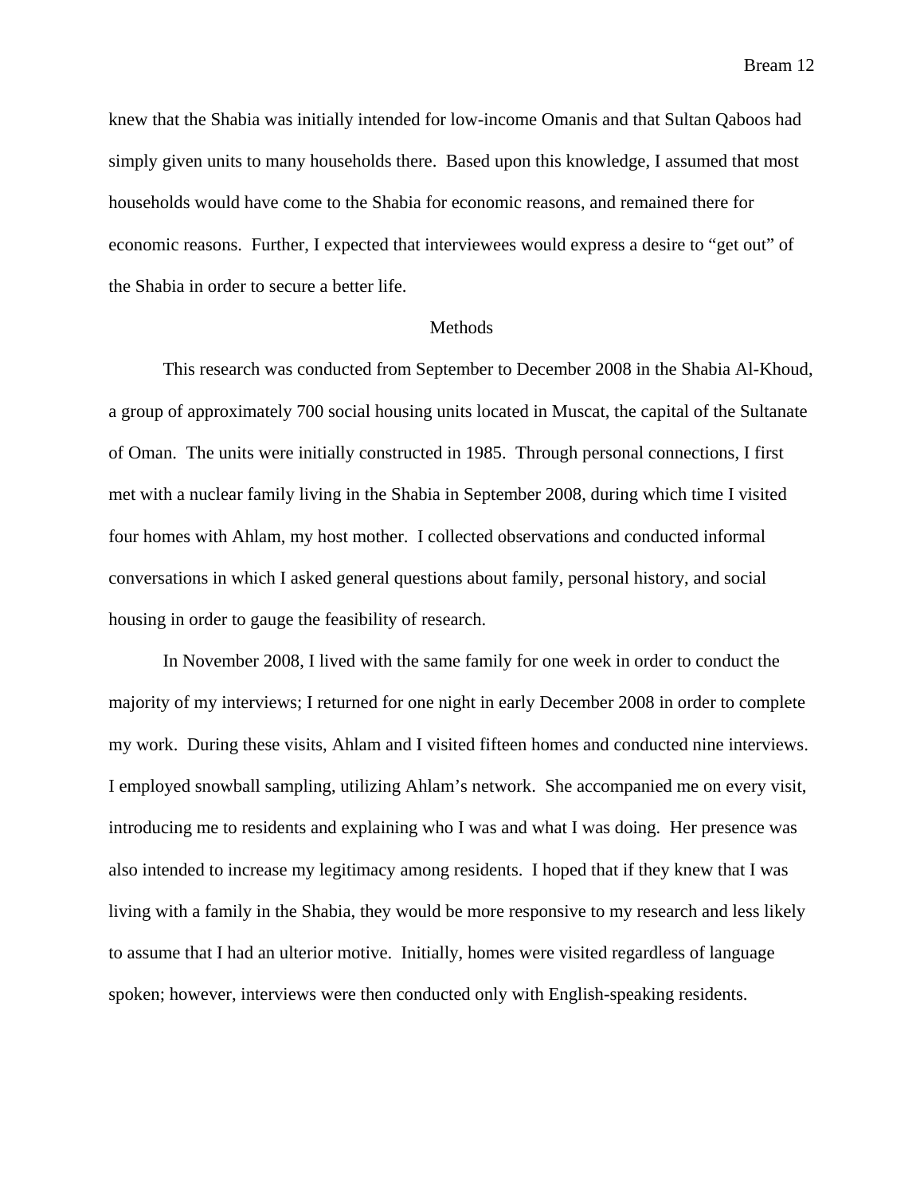knew that the Shabia was initially intended for low-income Omanis and that Sultan Qaboos had simply given units to many households there. Based upon this knowledge, I assumed that most households would have come to the Shabia for economic reasons, and remained there for economic reasons. Further, I expected that interviewees would express a desire to "get out" of the Shabia in order to secure a better life.

## Methods

This research was conducted from September to December 2008 in the Shabia Al-Khoud, a group of approximately 700 social housing units located in Muscat, the capital of the Sultanate of Oman. The units were initially constructed in 1985. Through personal connections, I first met with a nuclear family living in the Shabia in September 2008, during which time I visited four homes with Ahlam, my host mother. I collected observations and conducted informal conversations in which I asked general questions about family, personal history, and social housing in order to gauge the feasibility of research.

In November 2008, I lived with the same family for one week in order to conduct the majority of my interviews; I returned for one night in early December 2008 in order to complete my work. During these visits, Ahlam and I visited fifteen homes and conducted nine interviews. I employed snowball sampling, utilizing Ahlam's network. She accompanied me on every visit, introducing me to residents and explaining who I was and what I was doing. Her presence was also intended to increase my legitimacy among residents. I hoped that if they knew that I was living with a family in the Shabia, they would be more responsive to my research and less likely to assume that I had an ulterior motive. Initially, homes were visited regardless of language spoken; however, interviews were then conducted only with English-speaking residents.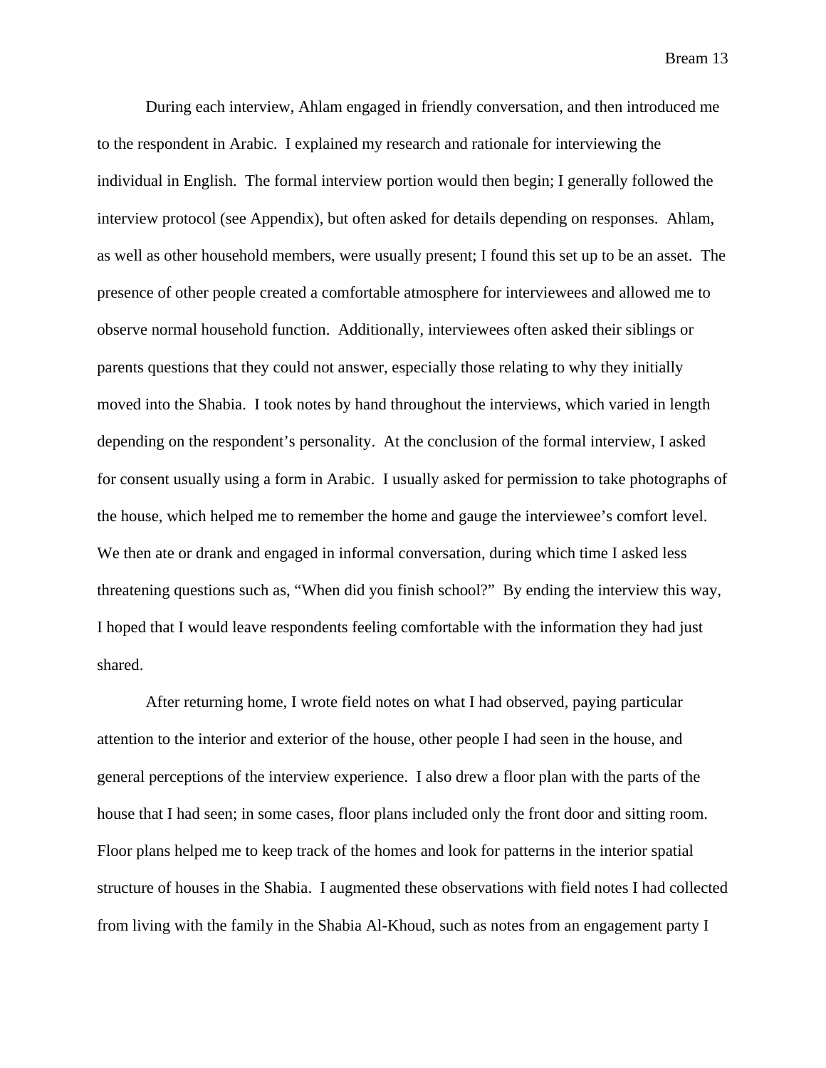During each interview, Ahlam engaged in friendly conversation, and then introduced me to the respondent in Arabic. I explained my research and rationale for interviewing the individual in English. The formal interview portion would then begin; I generally followed the interview protocol (see Appendix), but often asked for details depending on responses. Ahlam, as well as other household members, were usually present; I found this set up to be an asset. The presence of other people created a comfortable atmosphere for interviewees and allowed me to observe normal household function. Additionally, interviewees often asked their siblings or parents questions that they could not answer, especially those relating to why they initially moved into the Shabia. I took notes by hand throughout the interviews, which varied in length depending on the respondent's personality. At the conclusion of the formal interview, I asked for consent usually using a form in Arabic. I usually asked for permission to take photographs of the house, which helped me to remember the home and gauge the interviewee's comfort level. We then ate or drank and engaged in informal conversation, during which time I asked less threatening questions such as, "When did you finish school?" By ending the interview this way, I hoped that I would leave respondents feeling comfortable with the information they had just shared.

After returning home, I wrote field notes on what I had observed, paying particular attention to the interior and exterior of the house, other people I had seen in the house, and general perceptions of the interview experience. I also drew a floor plan with the parts of the house that I had seen; in some cases, floor plans included only the front door and sitting room. Floor plans helped me to keep track of the homes and look for patterns in the interior spatial structure of houses in the Shabia. I augmented these observations with field notes I had collected from living with the family in the Shabia Al-Khoud, such as notes from an engagement party I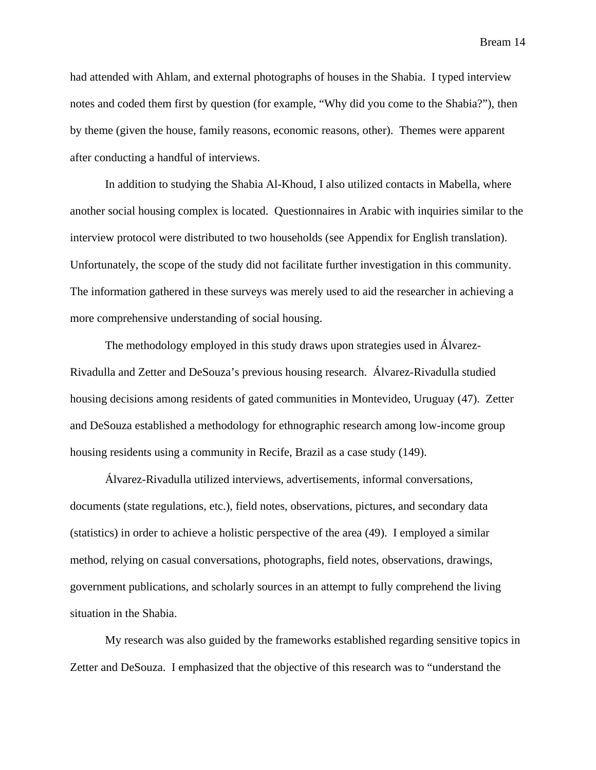had attended with Ahlam, and external photographs of houses in the Shabia. I typed interview notes and coded them first by question (for example, "Why did you come to the Shabia?"), then by theme (given the house, family reasons, economic reasons, other). Themes were apparent after conducting a handful of interviews.

In addition to studying the Shabia Al-Khoud, I also utilized contacts in Mabella, where another social housing complex is located. Questionnaires in Arabic with inquiries similar to the interview protocol were distributed to two households (see Appendix for English translation). Unfortunately, the scope of the study did not facilitate further investigation in this community. The information gathered in these surveys was merely used to aid the researcher in achieving a more comprehensive understanding of social housing.

The methodology employed in this study draws upon strategies used in Álvarez-Rivadulla and Zetter and DeSouza's previous housing research. Álvarez-Rivadulla studied housing decisions among residents of gated communities in Montevideo, Uruguay (47). Zetter and DeSouza established a methodology for ethnographic research among low-income group housing residents using a community in Recife, Brazil as a case study (149).

Álvarez-Rivadulla utilized interviews, advertisements, informal conversations, documents (state regulations, etc.), field notes, observations, pictures, and secondary data (statistics) in order to achieve a holistic perspective of the area (49). I employed a similar method, relying on casual conversations, photographs, field notes, observations, drawings, government publications, and scholarly sources in an attempt to fully comprehend the living situation in the Shabia.

My research was also guided by the frameworks established regarding sensitive topics in Zetter and DeSouza. I emphasized that the objective of this research was to "understand the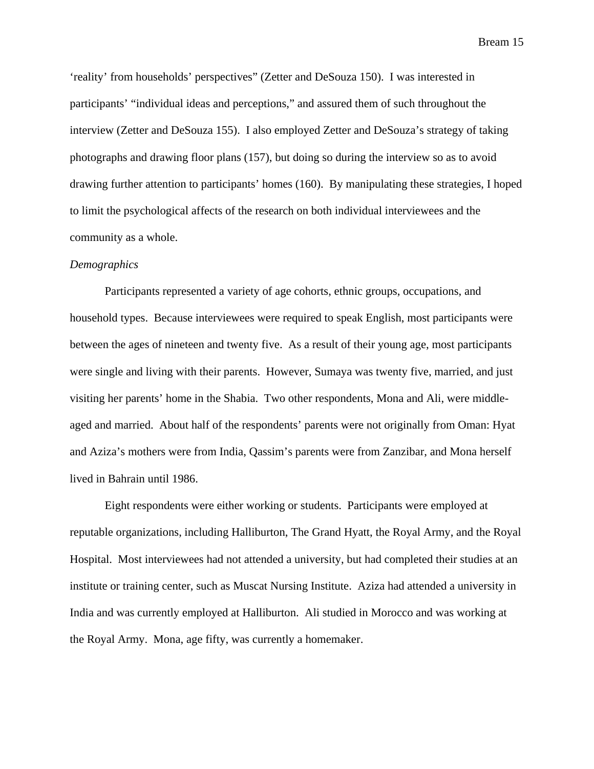'reality' from households' perspectives" (Zetter and DeSouza 150). I was interested in participants' "individual ideas and perceptions," and assured them of such throughout the interview (Zetter and DeSouza 155). I also employed Zetter and DeSouza's strategy of taking photographs and drawing floor plans (157), but doing so during the interview so as to avoid drawing further attention to participants' homes (160). By manipulating these strategies, I hoped to limit the psychological affects of the research on both individual interviewees and the community as a whole.

*Demographics*

Participants represented a variety of age cohorts, ethnic groups, occupations, and household types. Because interviewees were required to speak English, most participants were between the ages of nineteen and twenty five. As a result of their young age, most participants were single and living with their parents. However, Sumaya was twenty five, married, and just visiting her parents' home in the Shabia. Two other respondents, Mona and Ali, were middle-aged and married. About half of the respondents' parents were not originally from Oman: Hyat and Aziza's mothers were from India, Qassim's parents were from Zanzibar, and Mona herself lived in Bahrain until 1986.

Eight respondents were either working or students. Participants were employed at reputable organizations, including Halliburton, The Grand Hyatt, the Royal Army, and the Royal Hospital. Most interviewees had not attended a university, but had completed their studies at an institute or training center, such as Muscat Nursing Institute. Aziza had attended a university in India and was currently employed at Halliburton. Ali studied in Morocco and was working at the Royal Army. Mona, age fifty, was currently a homemaker.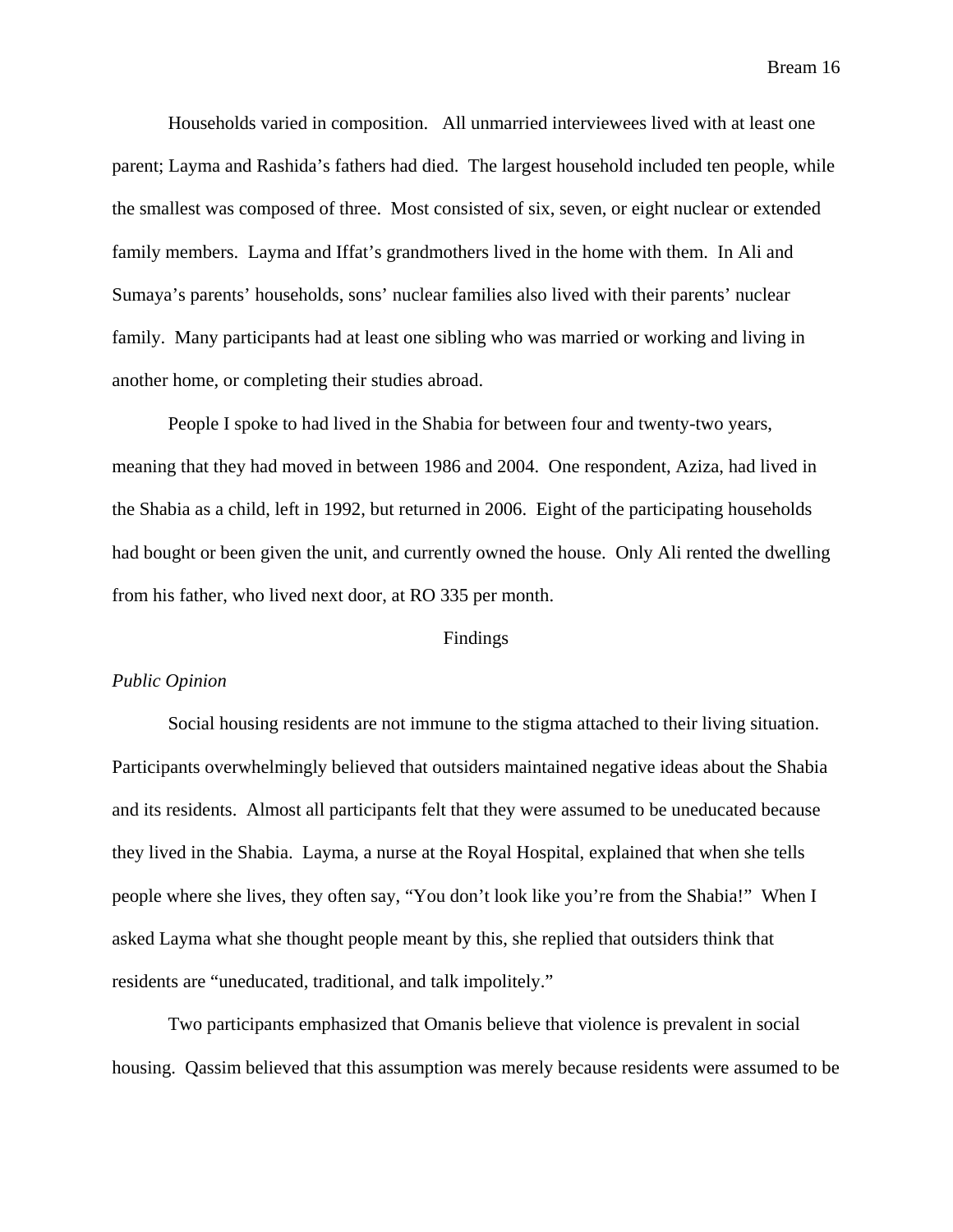Households varied in composition. All unmarried interviewees lived with at least one parent; Layma and Rashida's fathers had died. The largest household included ten people, while the smallest was composed of three. Most consisted of six, seven, or eight nuclear or extended family members. Layma and Iffat's grandmothers lived in the home with them. In Ali and Sumaya's parents' households, sons' nuclear families also lived with their parents' nuclear family. Many participants had at least one sibling who was married or working and living in another home, or completing their studies abroad.

People I spoke to had lived in the Shabia for between four and twenty-two years, meaning that they had moved in between 1986 and 2004. One respondent, Aziza, had lived in the Shabia as a child, left in 1992, but returned in 2006. Eight of the participating households had bought or been given the unit, and currently owned the house. Only Ali rented the dwelling from his father, who lived next door, at RO 335 per month.

## Findings

### *Public Opinion*

Social housing residents are not immune to the stigma attached to their living situation. Participants overwhelmingly believed that outsiders maintained negative ideas about the Shabia and its residents. Almost all participants felt that they were assumed to be uneducated because they lived in the Shabia. Layma, a nurse at the Royal Hospital, explained that when she tells people where she lives, they often say, "You don't look like you're from the Shabia!" When I asked Layma what she thought people meant by this, she replied that outsiders think that residents are "uneducated, traditional, and talk impolitely."

Two participants emphasized that Omanis believe that violence is prevalent in social housing. Qassim believed that this assumption was merely because residents were assumed to be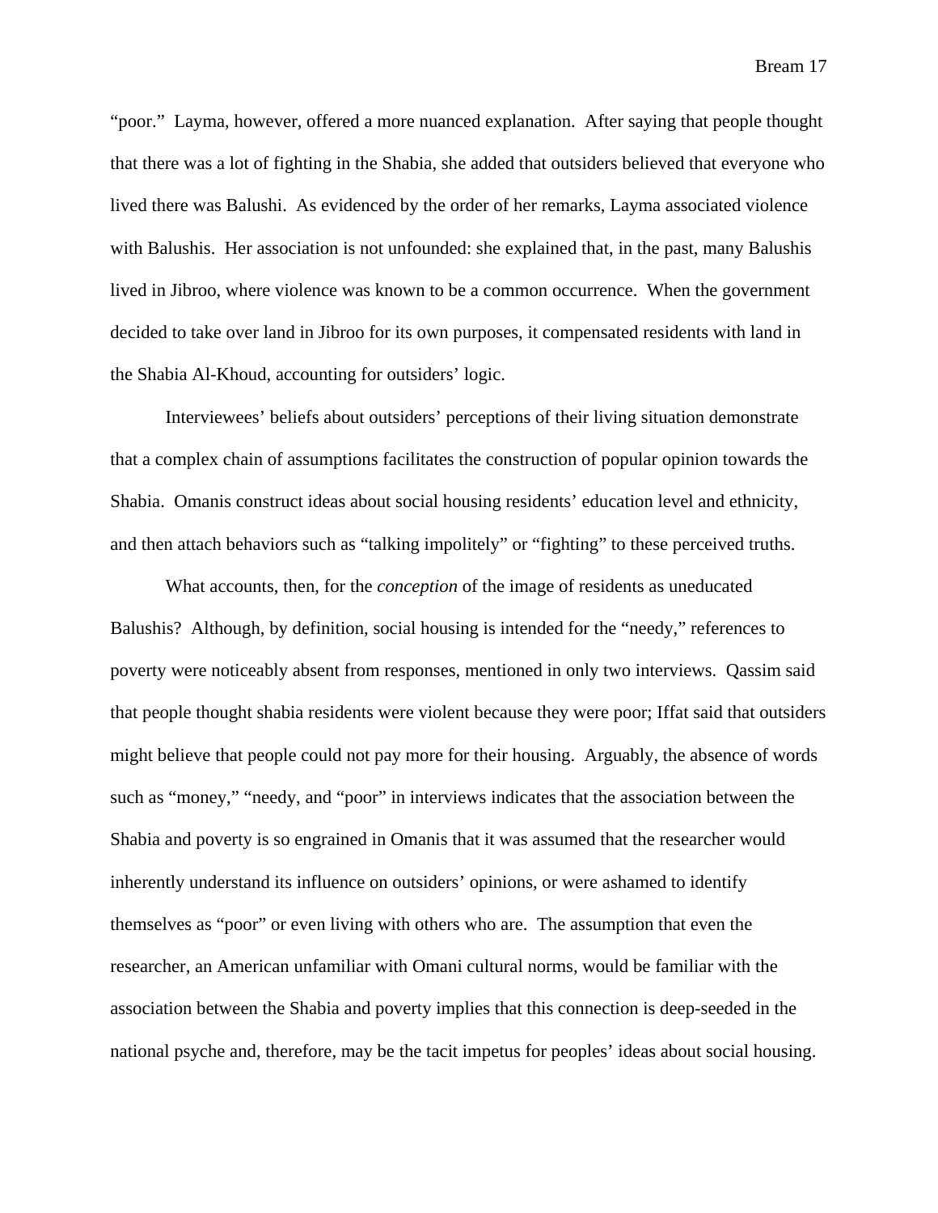"poor." Layma, however, offered a more nuanced explanation. After saying that people thought that there was a lot of fighting in the Shabia, she added that outsiders believed that everyone who lived there was Balushi. As evidenced by the order of her remarks, Layma associated violence with Balushis. Her association is not unfounded: she explained that, in the past, many Balushis lived in Jibroo, where violence was known to be a common occurrence. When the government decided to take over land in Jibroo for its own purposes, it compensated residents with land in the Shabia Al-Khoud, accounting for outsiders' logic.

Interviewees' beliefs about outsiders' perceptions of their living situation demonstrate that a complex chain of assumptions facilitates the construction of popular opinion towards the Shabia. Omanis construct ideas about social housing residents' education level and ethnicity, and then attach behaviors such as "talking impolitely" or "fighting" to these perceived truths.

What accounts, then, for the *conception* of the image of residents as uneducated Balushis? Although, by definition, social housing is intended for the "needy," references to poverty were noticeably absent from responses, mentioned in only two interviews. Qassim said that people thought shabia residents were violent because they were poor; Iffat said that outsiders might believe that people could not pay more for their housing. Arguably, the absence of words such as "money," "needy, and "poor" in interviews indicates that the association between the Shabia and poverty is so engrained in Omanis that it was assumed that the researcher would inherently understand its influence on outsiders' opinions, or were ashamed to identify themselves as "poor" or even living with others who are. The assumption that even the researcher, an American unfamiliar with Omani cultural norms, would be familiar with the association between the Shabia and poverty implies that this connection is deep-seeded in the national psyche and, therefore, may be the tacit impetus for peoples' ideas about social housing.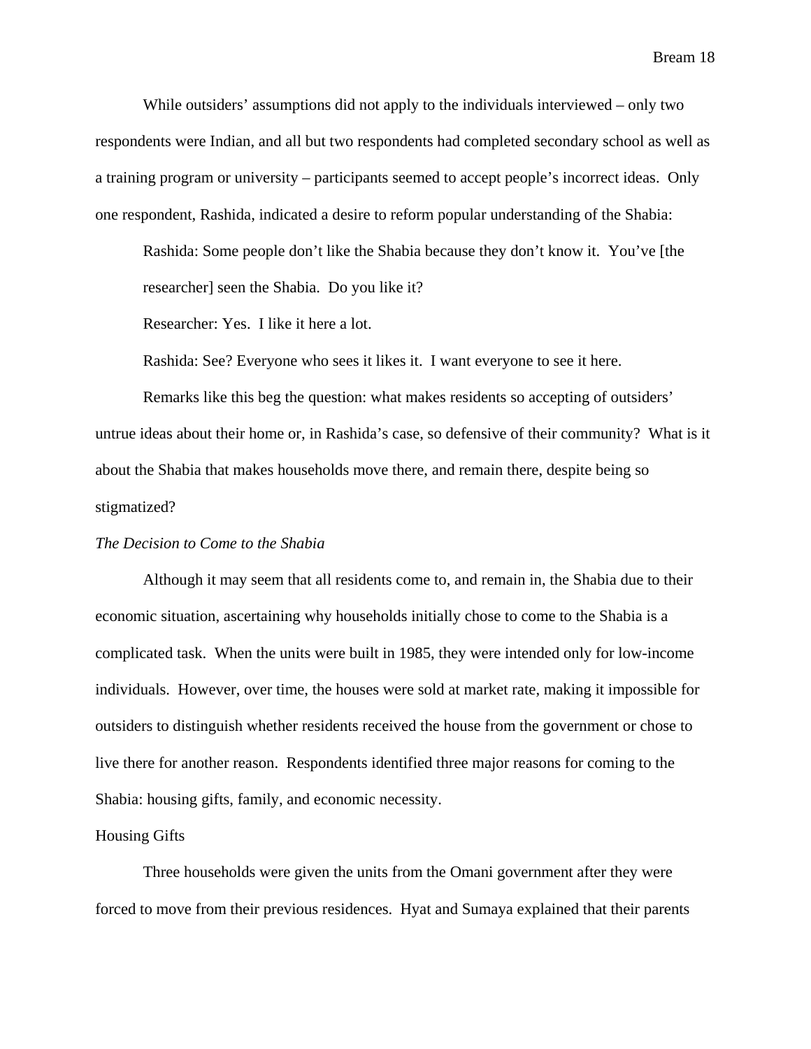While outsiders' assumptions did not apply to the individuals interviewed – only two respondents were Indian, and all but two respondents had completed secondary school as well as a training program or university – participants seemed to accept people's incorrect ideas. Only one respondent, Rashida, indicated a desire to reform popular understanding of the Shabia:

> Rashida: Some people don't like the Shabia because they don't know it. You've [the researcher] seen the Shabia. Do you like it?
>
> Researcher: Yes. I like it here a lot.
>
> Rashida: See? Everyone who sees it likes it. I want everyone to see it here.

Remarks like this beg the question: what makes residents so accepting of outsiders' untrue ideas about their home or, in Rashida's case, so defensive of their community? What is it about the Shabia that makes households move there, and remain there, despite being so stigmatized?

### *The Decision to Come to the Shabia*

Although it may seem that all residents come to, and remain in, the Shabia due to their economic situation, ascertaining why households initially chose to come to the Shabia is a complicated task. When the units were built in 1985, they were intended only for low-income individuals. However, over time, the houses were sold at market rate, making it impossible for outsiders to distinguish whether residents received the house from the government or chose to live there for another reason. Respondents identified three major reasons for coming to the Shabia: housing gifts, family, and economic necessity.

#### Housing Gifts

Three households were given the units from the Omani government after they were forced to move from their previous residences. Hyat and Sumaya explained that their parents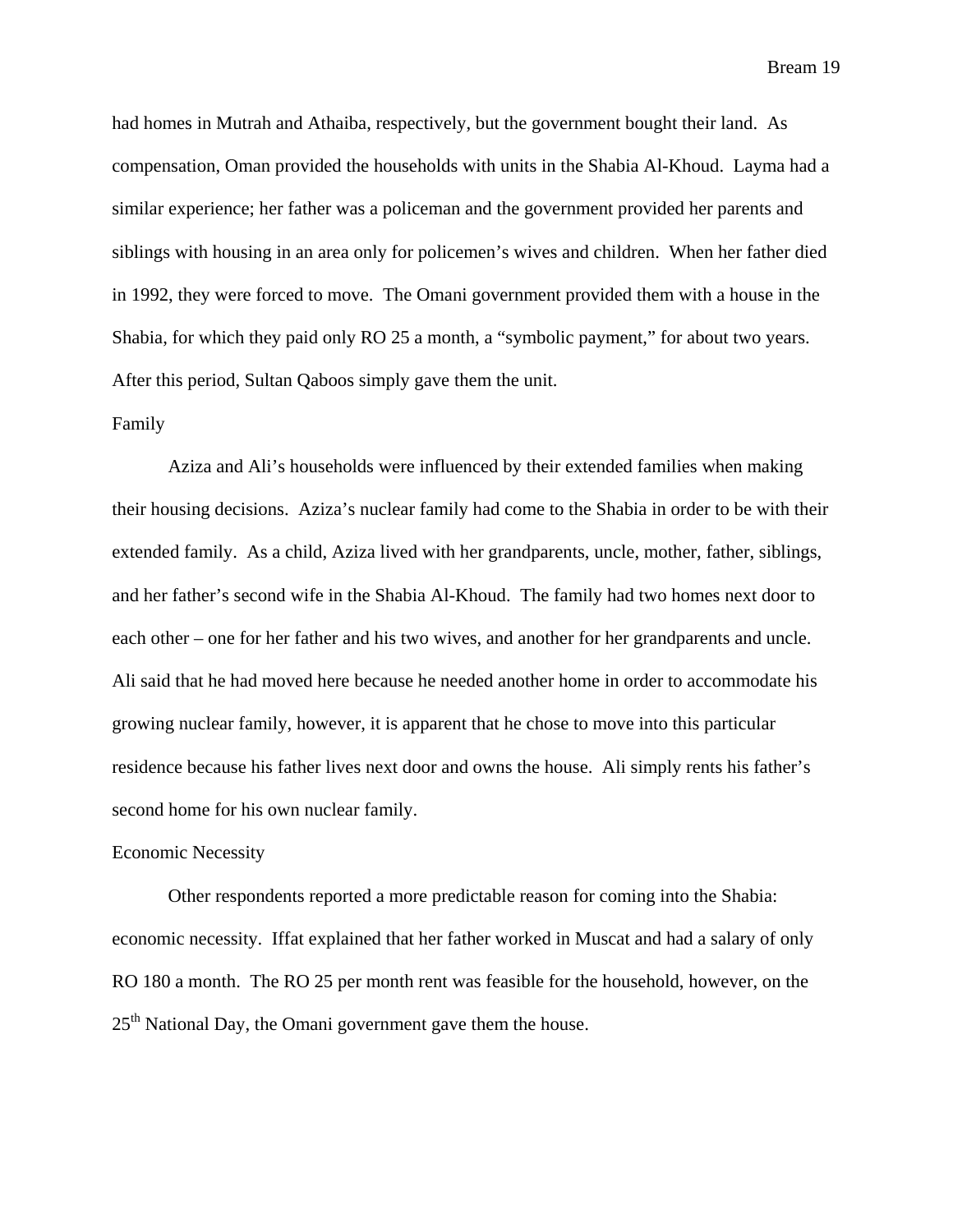had homes in Mutrah and Athaiba, respectively, but the government bought their land. As compensation, Oman provided the households with units in the Shabia Al-Khoud. Layma had a similar experience; her father was a policeman and the government provided her parents and siblings with housing in an area only for policemen's wives and children. When her father died in 1992, they were forced to move. The Omani government provided them with a house in the Shabia, for which they paid only RO 25 a month, a "symbolic payment," for about two years. After this period, Sultan Qaboos simply gave them the unit.

### Family

Aziza and Ali's households were influenced by their extended families when making their housing decisions. Aziza's nuclear family had come to the Shabia in order to be with their extended family. As a child, Aziza lived with her grandparents, uncle, mother, father, siblings, and her father's second wife in the Shabia Al-Khoud. The family had two homes next door to each other – one for her father and his two wives, and another for her grandparents and uncle. Ali said that he had moved here because he needed another home in order to accommodate his growing nuclear family, however, it is apparent that he chose to move into this particular residence because his father lives next door and owns the house. Ali simply rents his father's second home for his own nuclear family.

### Economic Necessity

Other respondents reported a more predictable reason for coming into the Shabia: economic necessity. Iffat explained that her father worked in Muscat and had a salary of only RO 180 a month. The RO 25 per month rent was feasible for the household, however, on the 25th National Day, the Omani government gave them the house.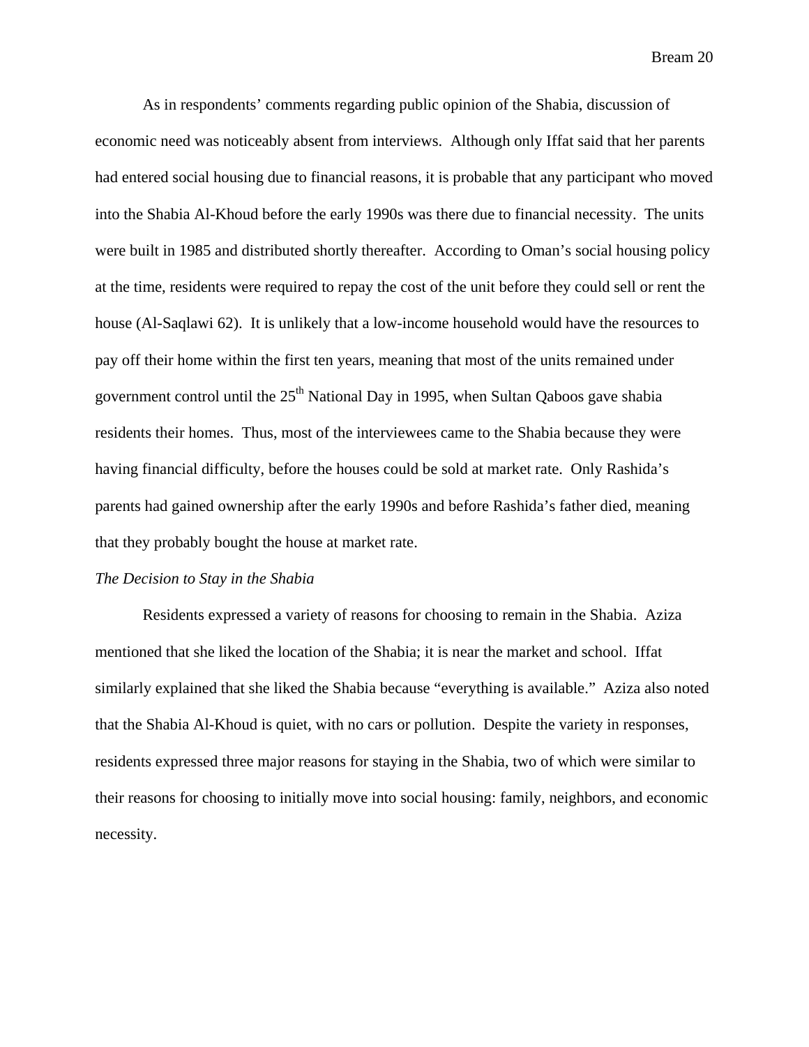As in respondents' comments regarding public opinion of the Shabia, discussion of economic need was noticeably absent from interviews. Although only Iffat said that her parents had entered social housing due to financial reasons, it is probable that any participant who moved into the Shabia Al-Khoud before the early 1990s was there due to financial necessity. The units were built in 1985 and distributed shortly thereafter. According to Oman's social housing policy at the time, residents were required to repay the cost of the unit before they could sell or rent the house (Al-Saqlawi 62). It is unlikely that a low-income household would have the resources to pay off their home within the first ten years, meaning that most of the units remained under government control until the 25th National Day in 1995, when Sultan Qaboos gave shabia residents their homes. Thus, most of the interviewees came to the Shabia because they were having financial difficulty, before the houses could be sold at market rate. Only Rashida's parents had gained ownership after the early 1990s and before Rashida's father died, meaning that they probably bought the house at market rate.

*The Decision to Stay in the Shabia*

Residents expressed a variety of reasons for choosing to remain in the Shabia. Aziza mentioned that she liked the location of the Shabia; it is near the market and school. Iffat similarly explained that she liked the Shabia because "everything is available." Aziza also noted that the Shabia Al-Khoud is quiet, with no cars or pollution. Despite the variety in responses, residents expressed three major reasons for staying in the Shabia, two of which were similar to their reasons for choosing to initially move into social housing: family, neighbors, and economic necessity.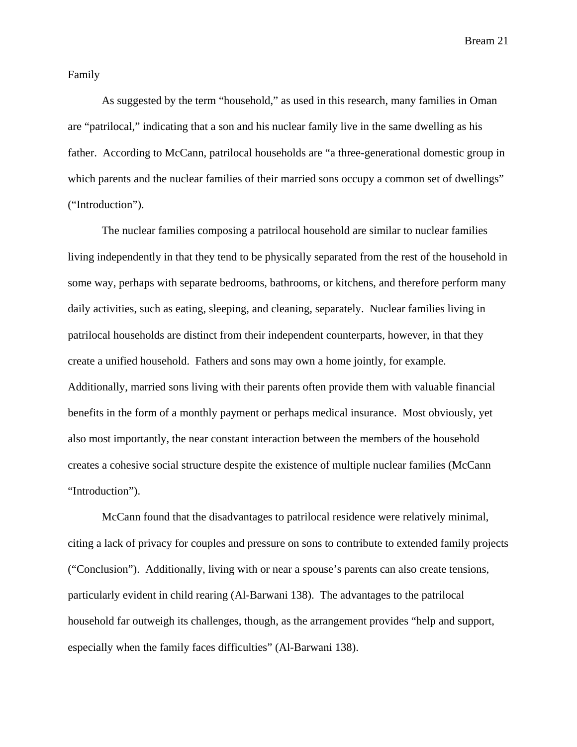## Family

As suggested by the term “household,” as used in this research, many families in Oman are “patrilocal,” indicating that a son and his nuclear family live in the same dwelling as his father. According to McCann, patrilocal households are “a three-generational domestic group in which parents and the nuclear families of their married sons occupy a common set of dwellings” (“Introduction”).

The nuclear families composing a patrilocal household are similar to nuclear families living independently in that they tend to be physically separated from the rest of the household in some way, perhaps with separate bedrooms, bathrooms, or kitchens, and therefore perform many daily activities, such as eating, sleeping, and cleaning, separately. Nuclear families living in patrilocal households are distinct from their independent counterparts, however, in that they create a unified household. Fathers and sons may own a home jointly, for example. Additionally, married sons living with their parents often provide them with valuable financial benefits in the form of a monthly payment or perhaps medical insurance. Most obviously, yet also most importantly, the near constant interaction between the members of the household creates a cohesive social structure despite the existence of multiple nuclear families (McCann “Introduction”).

McCann found that the disadvantages to patrilocal residence were relatively minimal, citing a lack of privacy for couples and pressure on sons to contribute to extended family projects (“Conclusion”). Additionally, living with or near a spouse’s parents can also create tensions, particularly evident in child rearing (Al-Barwani 138). The advantages to the patrilocal household far outweigh its challenges, though, as the arrangement provides “help and support, especially when the family faces difficulties” (Al-Barwani 138).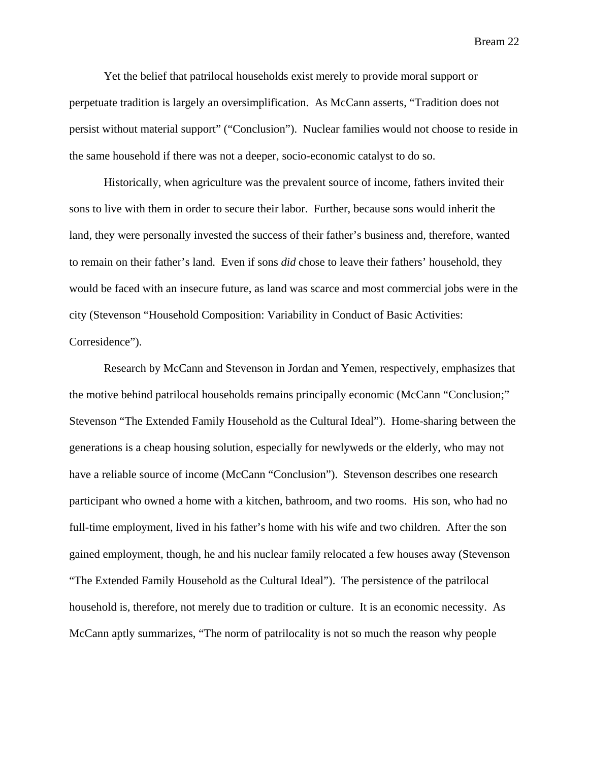Yet the belief that patrilocal households exist merely to provide moral support or perpetuate tradition is largely an oversimplification. As McCann asserts, "Tradition does not persist without material support" ("Conclusion"). Nuclear families would not choose to reside in the same household if there was not a deeper, socio-economic catalyst to do so.

Historically, when agriculture was the prevalent source of income, fathers invited their sons to live with them in order to secure their labor. Further, because sons would inherit the land, they were personally invested the success of their father's business and, therefore, wanted to remain on their father's land. Even if sons *did* chose to leave their fathers' household, they would be faced with an insecure future, as land was scarce and most commercial jobs were in the city (Stevenson "Household Composition: Variability in Conduct of Basic Activities: Corresidence").

Research by McCann and Stevenson in Jordan and Yemen, respectively, emphasizes that the motive behind patrilocal households remains principally economic (McCann "Conclusion;" Stevenson "The Extended Family Household as the Cultural Ideal"). Home-sharing between the generations is a cheap housing solution, especially for newlyweds or the elderly, who may not have a reliable source of income (McCann "Conclusion"). Stevenson describes one research participant who owned a home with a kitchen, bathroom, and two rooms. His son, who had no full-time employment, lived in his father's home with his wife and two children. After the son gained employment, though, he and his nuclear family relocated a few houses away (Stevenson "The Extended Family Household as the Cultural Ideal"). The persistence of the patrilocal household is, therefore, not merely due to tradition or culture. It is an economic necessity. As McCann aptly summarizes, "The norm of patrilocality is not so much the reason why people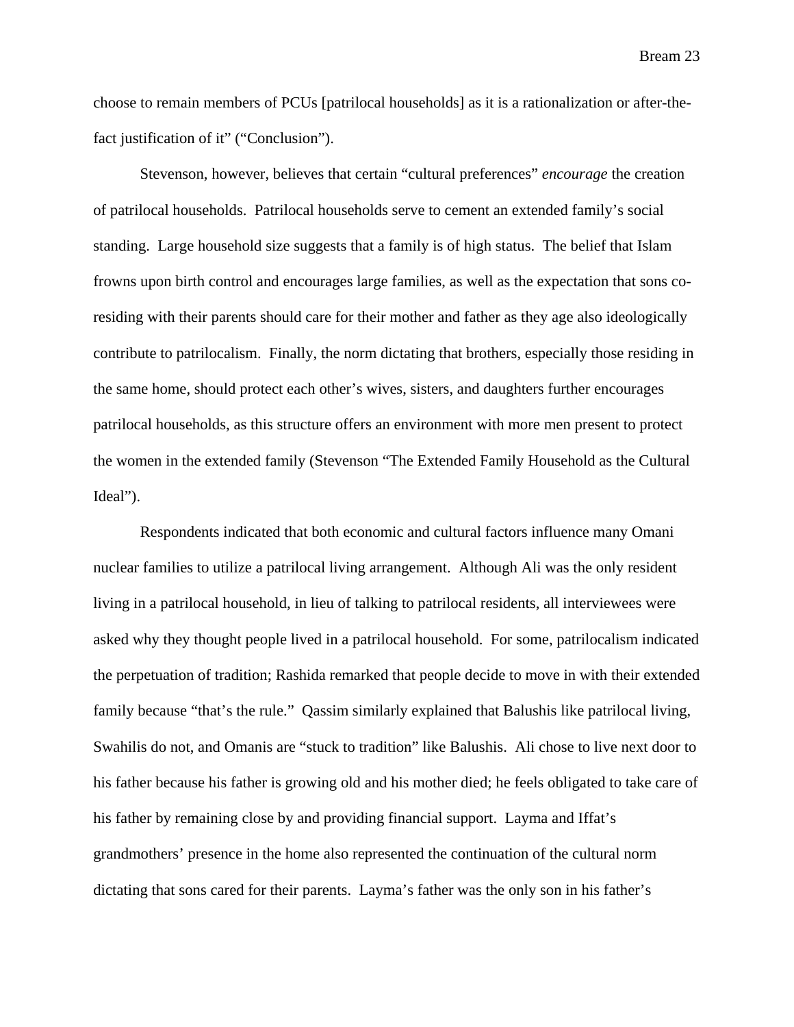choose to remain members of PCUs [patrilocal households] as it is a rationalization or after-the-fact justification of it" ("Conclusion").

Stevenson, however, believes that certain "cultural preferences" *encourage* the creation of patrilocal households. Patrilocal households serve to cement an extended family's social standing. Large household size suggests that a family is of high status. The belief that Islam frowns upon birth control and encourages large families, as well as the expectation that sons co-residing with their parents should care for their mother and father as they age also ideologically contribute to patrilocalism. Finally, the norm dictating that brothers, especially those residing in the same home, should protect each other's wives, sisters, and daughters further encourages patrilocal households, as this structure offers an environment with more men present to protect the women in the extended family (Stevenson "The Extended Family Household as the Cultural Ideal").

Respondents indicated that both economic and cultural factors influence many Omani nuclear families to utilize a patrilocal living arrangement. Although Ali was the only resident living in a patrilocal household, in lieu of talking to patrilocal residents, all interviewees were asked why they thought people lived in a patrilocal household. For some, patrilocalism indicated the perpetuation of tradition; Rashida remarked that people decide to move in with their extended family because "that's the rule." Qassim similarly explained that Balushis like patrilocal living, Swahilis do not, and Omanis are "stuck to tradition" like Balushis. Ali chose to live next door to his father because his father is growing old and his mother died; he feels obligated to take care of his father by remaining close by and providing financial support. Layma and Iffat's grandmothers' presence in the home also represented the continuation of the cultural norm dictating that sons cared for their parents. Layma's father was the only son in his father's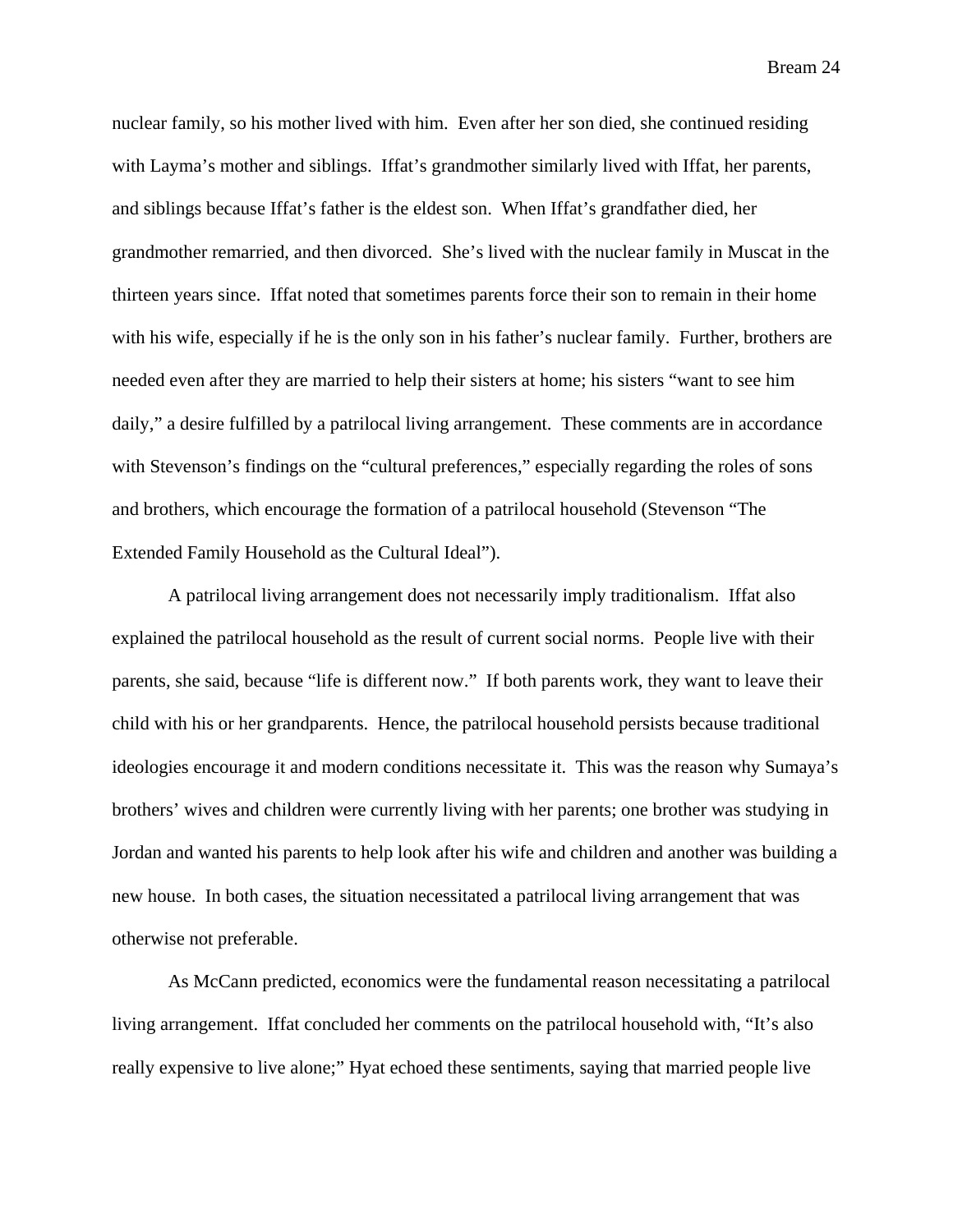nuclear family, so his mother lived with him.  Even after her son died, she continued residing with Layma's mother and siblings.  Iffat's grandmother similarly lived with Iffat, her parents, and siblings because Iffat's father is the eldest son.  When Iffat's grandfather died, her grandmother remarried, and then divorced.  She's lived with the nuclear family in Muscat in the thirteen years since.  Iffat noted that sometimes parents force their son to remain in their home with his wife, especially if he is the only son in his father's nuclear family.  Further, brothers are needed even after they are married to help their sisters at home; his sisters "want to see him daily," a desire fulfilled by a patrilocal living arrangement.  These comments are in accordance with Stevenson's findings on the "cultural preferences," especially regarding the roles of sons and brothers, which encourage the formation of a patrilocal household (Stevenson "The Extended Family Household as the Cultural Ideal").

A patrilocal living arrangement does not necessarily imply traditionalism.  Iffat also explained the patrilocal household as the result of current social norms.  People live with their parents, she said, because "life is different now."  If both parents work, they want to leave their child with his or her grandparents.  Hence, the patrilocal household persists because traditional ideologies encourage it and modern conditions necessitate it.  This was the reason why Sumaya's brothers' wives and children were currently living with her parents; one brother was studying in Jordan and wanted his parents to help look after his wife and children and another was building a new house.  In both cases, the situation necessitated a patrilocal living arrangement that was otherwise not preferable.

As McCann predicted, economics were the fundamental reason necessitating a patrilocal living arrangement.  Iffat concluded her comments on the patrilocal household with, "It's also really expensive to live alone;" Hyat echoed these sentiments, saying that married people live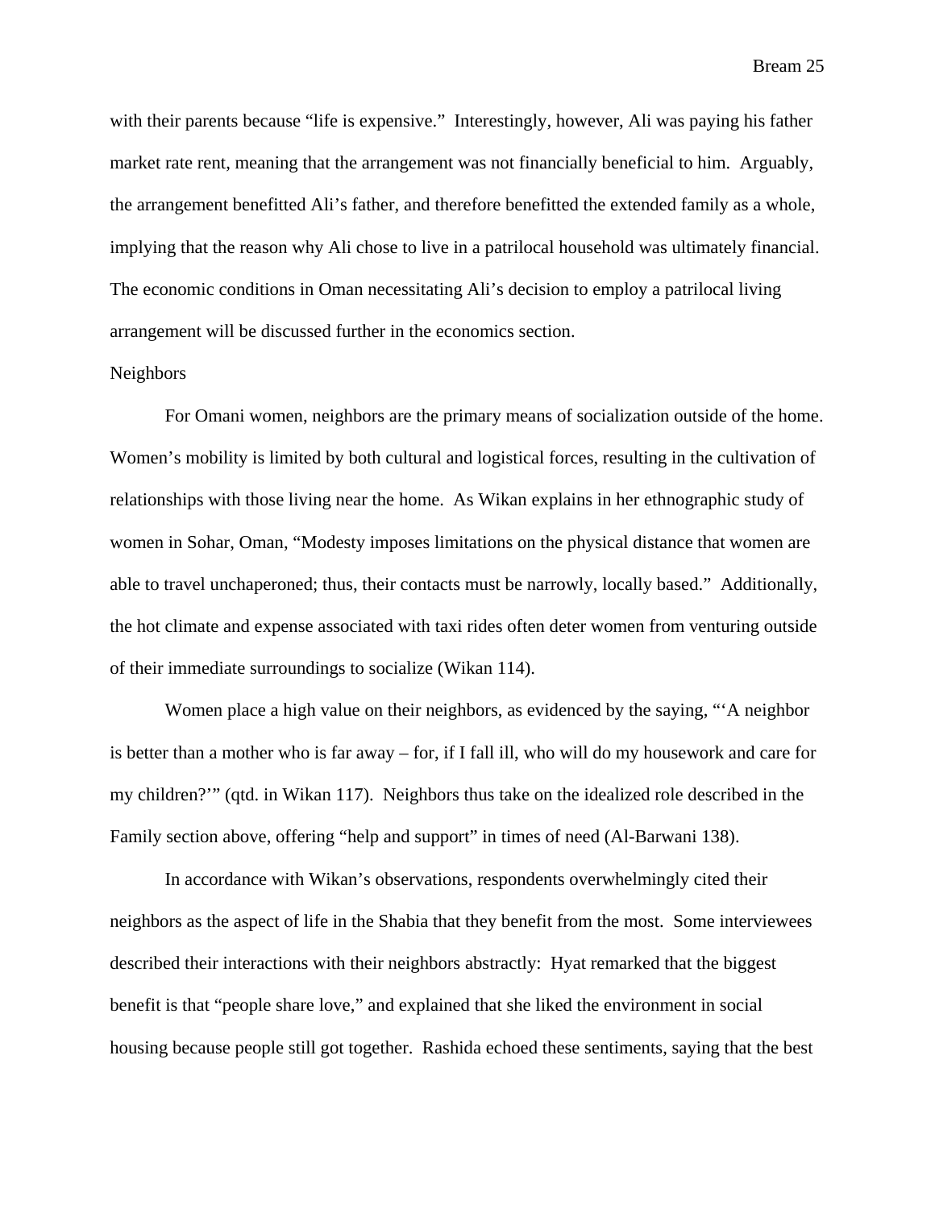with their parents because "life is expensive." Interestingly, however, Ali was paying his father market rate rent, meaning that the arrangement was not financially beneficial to him. Arguably, the arrangement benefitted Ali's father, and therefore benefitted the extended family as a whole, implying that the reason why Ali chose to live in a patrilocal household was ultimately financial. The economic conditions in Oman necessitating Ali's decision to employ a patrilocal living arrangement will be discussed further in the economics section.

### Neighbors

For Omani women, neighbors are the primary means of socialization outside of the home. Women's mobility is limited by both cultural and logistical forces, resulting in the cultivation of relationships with those living near the home. As Wikan explains in her ethnographic study of women in Sohar, Oman, "Modesty imposes limitations on the physical distance that women are able to travel unchaperoned; thus, their contacts must be narrowly, locally based." Additionally, the hot climate and expense associated with taxi rides often deter women from venturing outside of their immediate surroundings to socialize (Wikan 114).

Women place a high value on their neighbors, as evidenced by the saying, "'A neighbor is better than a mother who is far away – for, if I fall ill, who will do my housework and care for my children?'" (qtd. in Wikan 117). Neighbors thus take on the idealized role described in the Family section above, offering "help and support" in times of need (Al-Barwani 138).

In accordance with Wikan's observations, respondents overwhelmingly cited their neighbors as the aspect of life in the Shabia that they benefit from the most. Some interviewees described their interactions with their neighbors abstractly: Hyat remarked that the biggest benefit is that "people share love," and explained that she liked the environment in social housing because people still got together. Rashida echoed these sentiments, saying that the best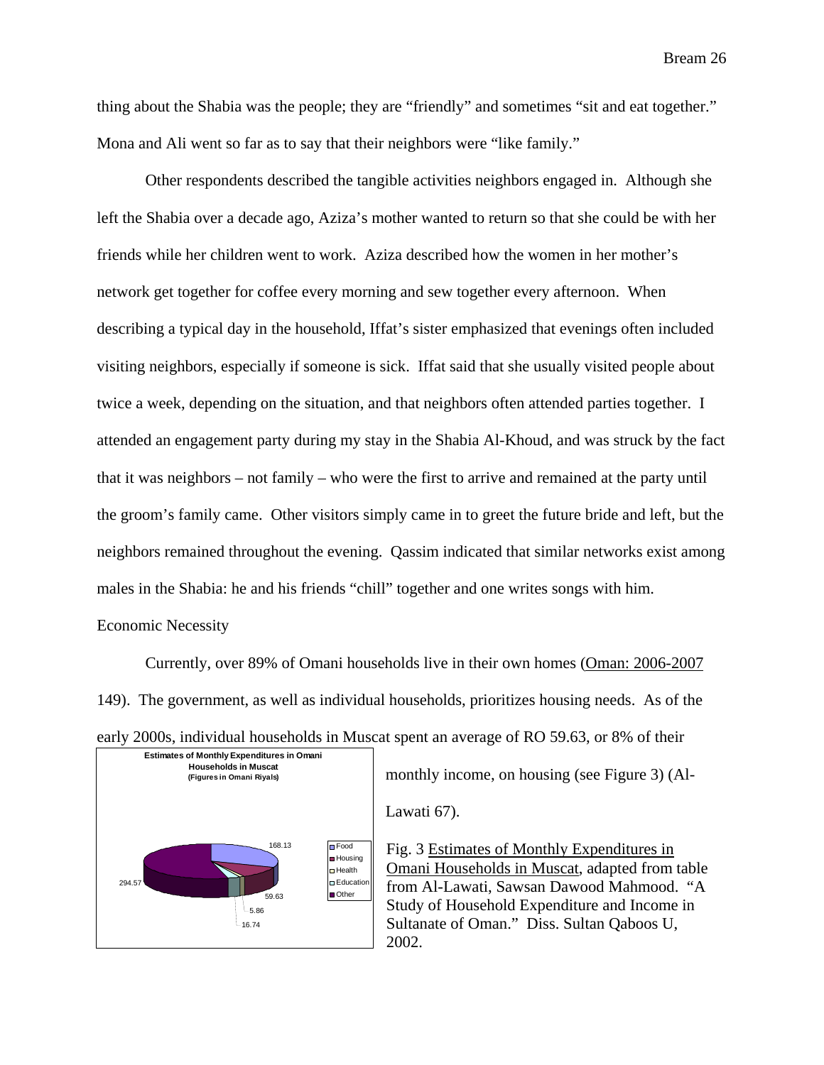thing about the Shabia was the people; they are "friendly" and sometimes "sit and eat together." Mona and Ali went so far as to say that their neighbors were "like family."

Other respondents described the tangible activities neighbors engaged in. Although she left the Shabia over a decade ago, Aziza's mother wanted to return so that she could be with her friends while her children went to work. Aziza described how the women in her mother's network get together for coffee every morning and sew together every afternoon. When describing a typical day in the household, Iffat's sister emphasized that evenings often included visiting neighbors, especially if someone is sick. Iffat said that she usually visited people about twice a week, depending on the situation, and that neighbors often attended parties together. I attended an engagement party during my stay in the Shabia Al-Khoud, and was struck by the fact that it was neighbors – not family – who were the first to arrive and remained at the party until the groom's family came. Other visitors simply came in to greet the future bride and left, but the neighbors remained throughout the evening. Qassim indicated that similar networks exist among males in the Shabia: he and his friends "chill" together and one writes songs with him.

## Economic Necessity

Currently, over 89% of Omani households live in their own homes (Oman: 2006-2007 149). The government, as well as individual households, prioritizes housing needs. As of the early 2000s, individual households in Muscat spent an average of RO 59.63, or 8% of their monthly income, on housing (see Figure 3) (Al-Lawati 67).

**Estimates of Monthly Expenditures in Omani Households in Muscat (Figures in Omani Riyals)**

| Category | Amount |
| --- | --- |
| Food | 168.13 |
| Housing | 59.63 |
| Health | 5.86 |
| Education | 16.74 |
| Other | 294.57 |

Fig. 3 Estimates of Monthly Expenditures in Omani Households in Muscat, adapted from table from Al-Lawati, Sawsan Dawood Mahmood. "A Study of Household Expenditure and Income in Sultanate of Oman." Diss. Sultan Qaboos U, 2002.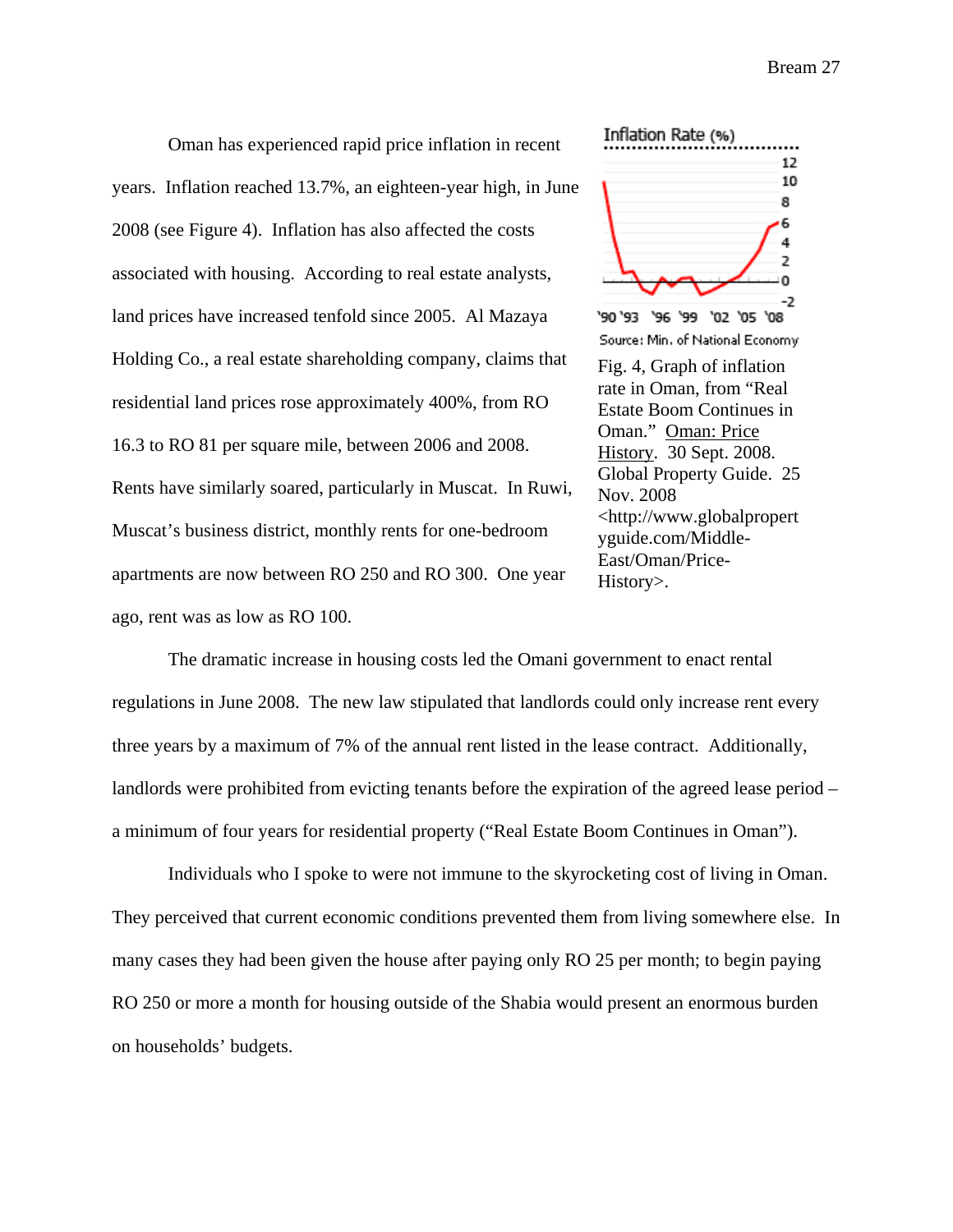Oman has experienced rapid price inflation in recent years. Inflation reached 13.7%, an eighteen-year high, in June 2008 (see Figure 4). Inflation has also affected the costs associated with housing. According to real estate analysts, land prices have increased tenfold since 2005. Al Mazaya Holding Co., a real estate shareholding company, claims that residential land prices rose approximately 400%, from RO 16.3 to RO 81 per square mile, between 2006 and 2008. Rents have similarly soared, particularly in Muscat. In Ruwi, Muscat's business district, monthly rents for one-bedroom apartments are now between RO 250 and RO 300. One year ago, rent was as low as RO 100.

Fig. 4, Graph of inflation rate in Oman, from "Real Estate Boom Continues in Oman." Oman: Price History. 30 Sept. 2008. Global Property Guide. 25 Nov. 2008 <http://www.globalpropertyguide.com/Middle-East/Oman/Price-History>.

The dramatic increase in housing costs led the Omani government to enact rental regulations in June 2008. The new law stipulated that landlords could only increase rent every three years by a maximum of 7% of the annual rent listed in the lease contract. Additionally, landlords were prohibited from evicting tenants before the expiration of the agreed lease period – a minimum of four years for residential property ("Real Estate Boom Continues in Oman").

Individuals who I spoke to were not immune to the skyrocketing cost of living in Oman. They perceived that current economic conditions prevented them from living somewhere else. In many cases they had been given the house after paying only RO 25 per month; to begin paying RO 250 or more a month for housing outside of the Shabia would present an enormous burden on households' budgets.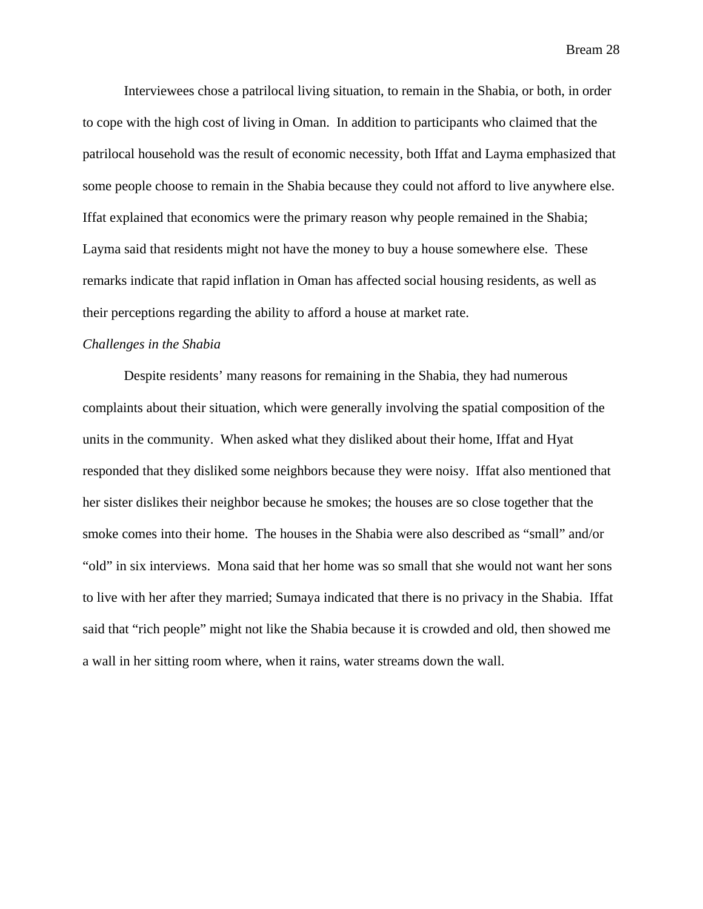Interviewees chose a patrilocal living situation, to remain in the Shabia, or both, in order to cope with the high cost of living in Oman. In addition to participants who claimed that the patrilocal household was the result of economic necessity, both Iffat and Layma emphasized that some people choose to remain in the Shabia because they could not afford to live anywhere else. Iffat explained that economics were the primary reason why people remained in the Shabia; Layma said that residents might not have the money to buy a house somewhere else. These remarks indicate that rapid inflation in Oman has affected social housing residents, as well as their perceptions regarding the ability to afford a house at market rate.

*Challenges in the Shabia*

Despite residents' many reasons for remaining in the Shabia, they had numerous complaints about their situation, which were generally involving the spatial composition of the units in the community. When asked what they disliked about their home, Iffat and Hyat responded that they disliked some neighbors because they were noisy. Iffat also mentioned that her sister dislikes their neighbor because he smokes; the houses are so close together that the smoke comes into their home. The houses in the Shabia were also described as "small" and/or "old" in six interviews. Mona said that her home was so small that she would not want her sons to live with her after they married; Sumaya indicated that there is no privacy in the Shabia. Iffat said that "rich people" might not like the Shabia because it is crowded and old, then showed me a wall in her sitting room where, when it rains, water streams down the wall.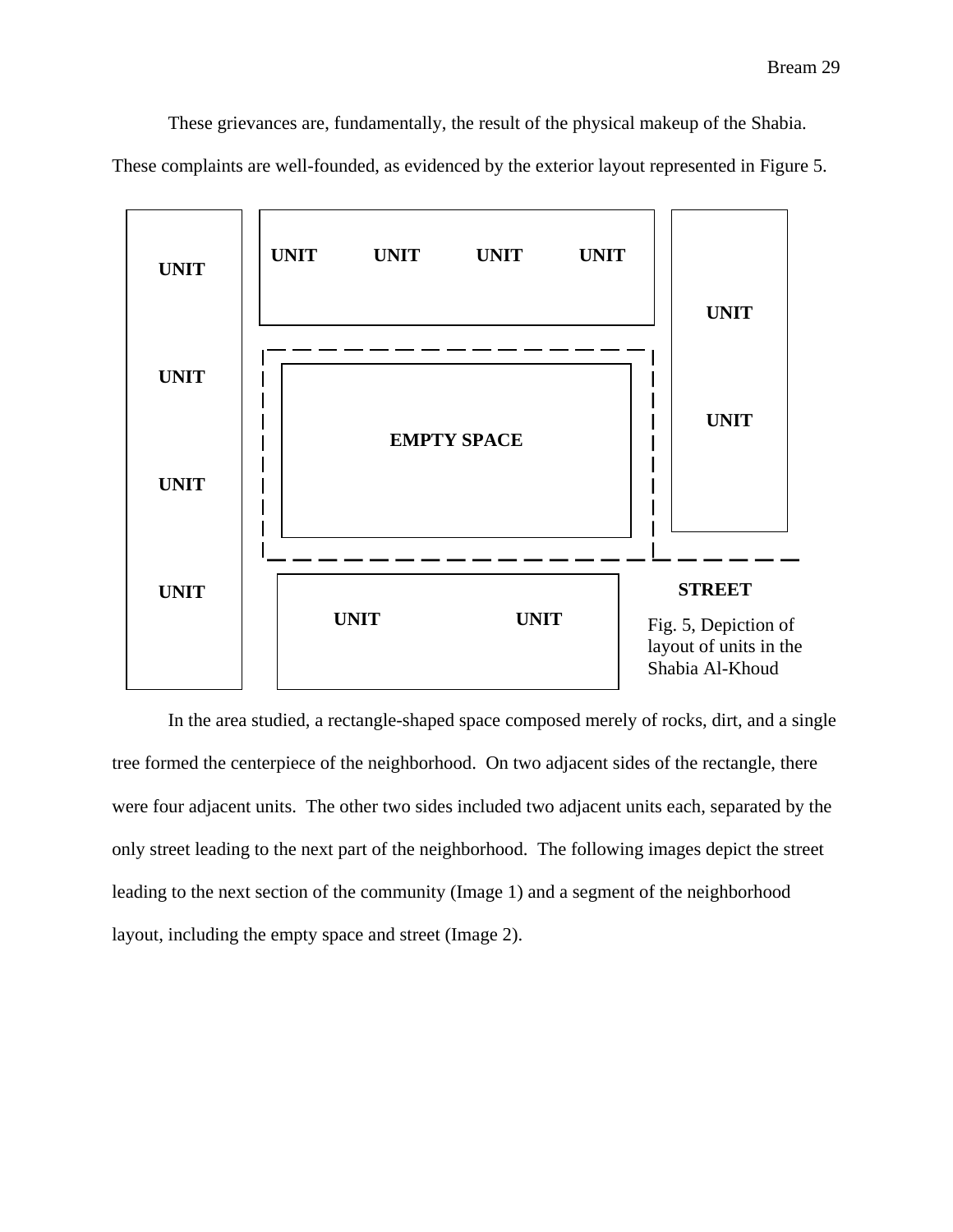These grievances are, fundamentally, the result of the physical makeup of the Shabia. These complaints are well-founded, as evidenced by the exterior layout represented in Figure 5.

**UNIT** **UNIT** **UNIT** **UNIT** **UNIT** **UNIT** **UNIT** **UNIT** **UNIT** **UNIT**

**EMPTY SPACE**

**UNIT** **UNIT** **STREET**

Fig. 5, Depiction of layout of units in the Shabia Al-Khoud

In the area studied, a rectangle-shaped space composed merely of rocks, dirt, and a single tree formed the centerpiece of the neighborhood. On two adjacent sides of the rectangle, there were four adjacent units. The other two sides included two adjacent units each, separated by the only street leading to the next part of the neighborhood. The following images depict the street leading to the next section of the community (Image 1) and a segment of the neighborhood layout, including the empty space and street (Image 2).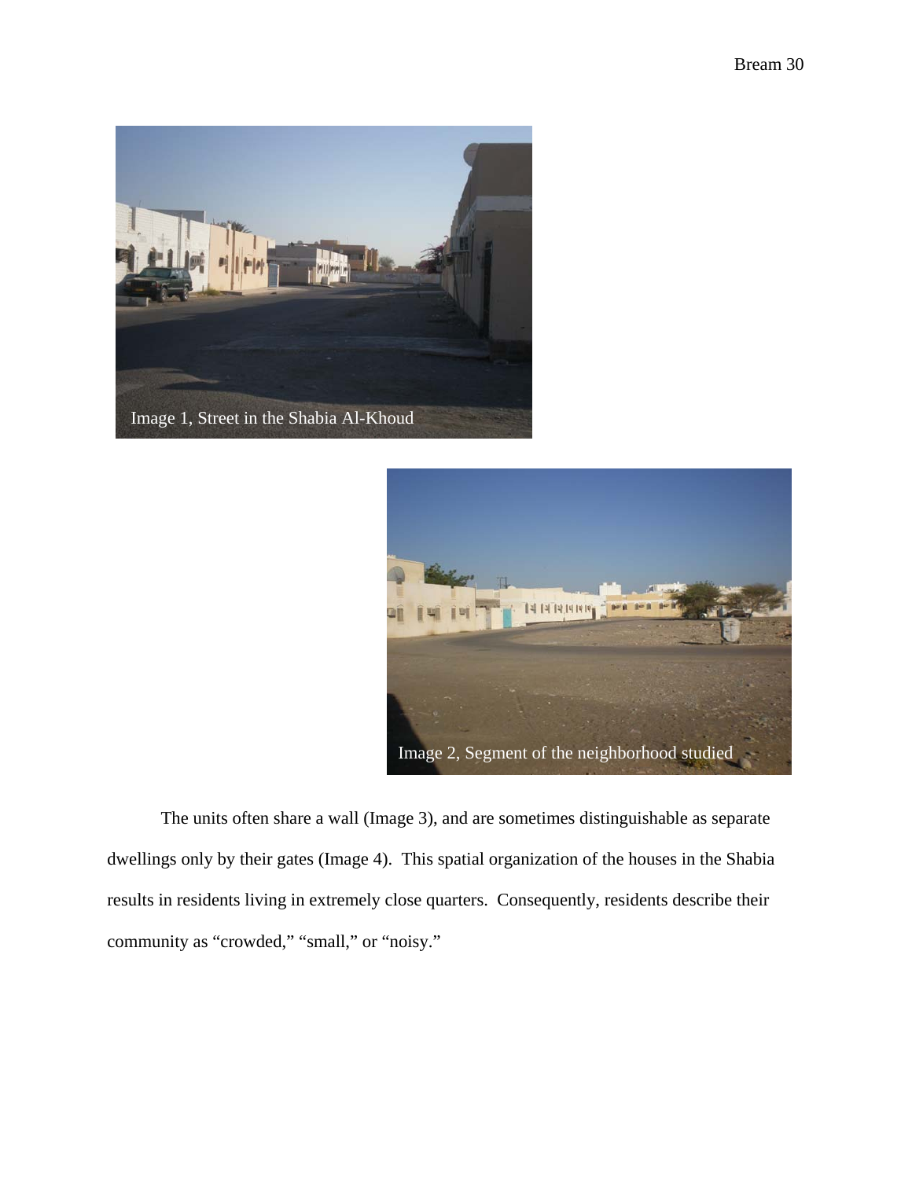Image 1, Street in the Shabia Al-Khoud

Image 2, Segment of the neighborhood studied

The units often share a wall (Image 3), and are sometimes distinguishable as separate dwellings only by their gates (Image 4). This spatial organization of the houses in the Shabia results in residents living in extremely close quarters. Consequently, residents describe their community as "crowded," "small," or "noisy."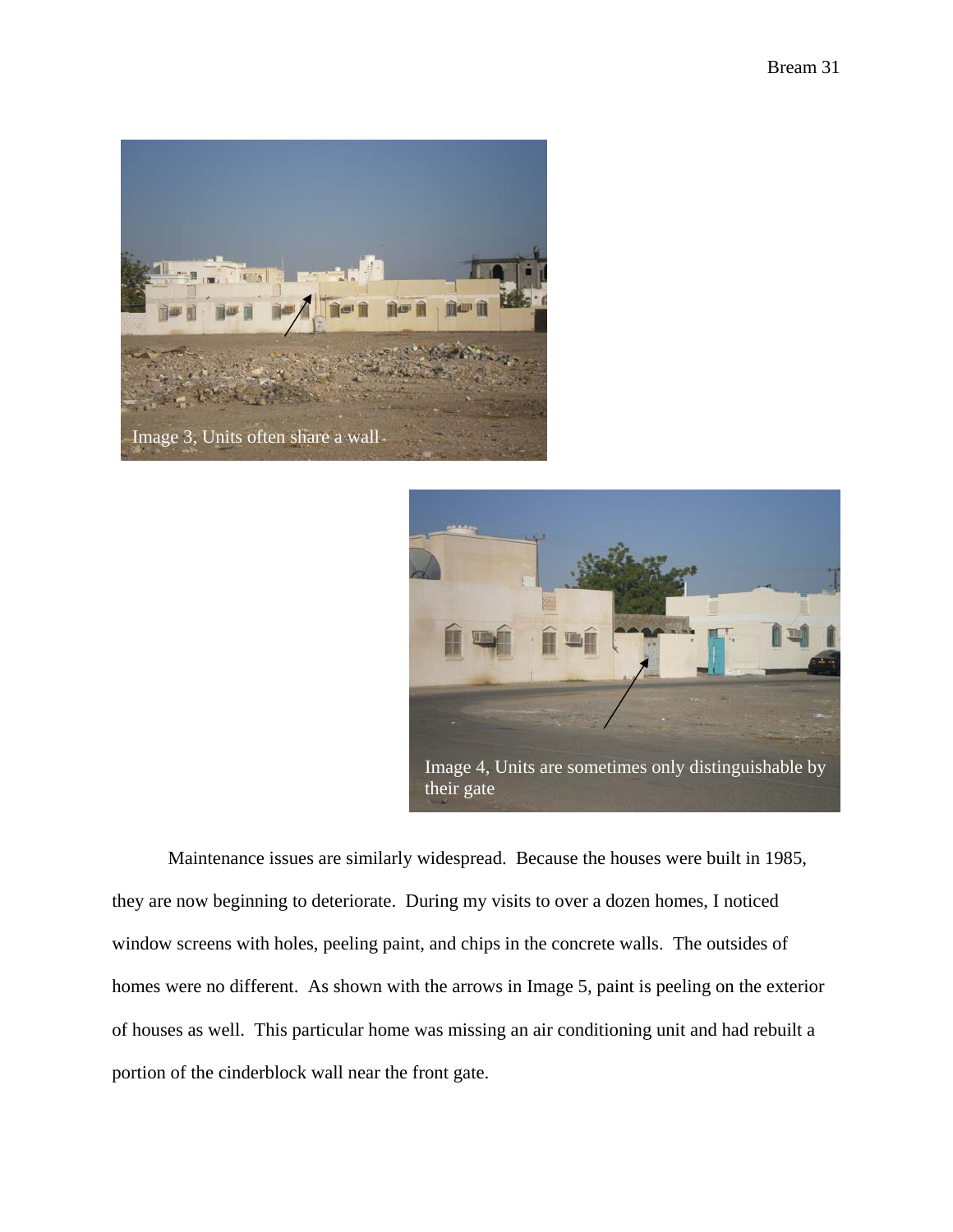Image 3, Units often share a wall

Image 4, Units are sometimes only distinguishable by their gate

Maintenance issues are similarly widespread. Because the houses were built in 1985, they are now beginning to deteriorate. During my visits to over a dozen homes, I noticed window screens with holes, peeling paint, and chips in the concrete walls. The outsides of homes were no different. As shown with the arrows in Image 5, paint is peeling on the exterior of houses as well. This particular home was missing an air conditioning unit and had rebuilt a portion of the cinderblock wall near the front gate.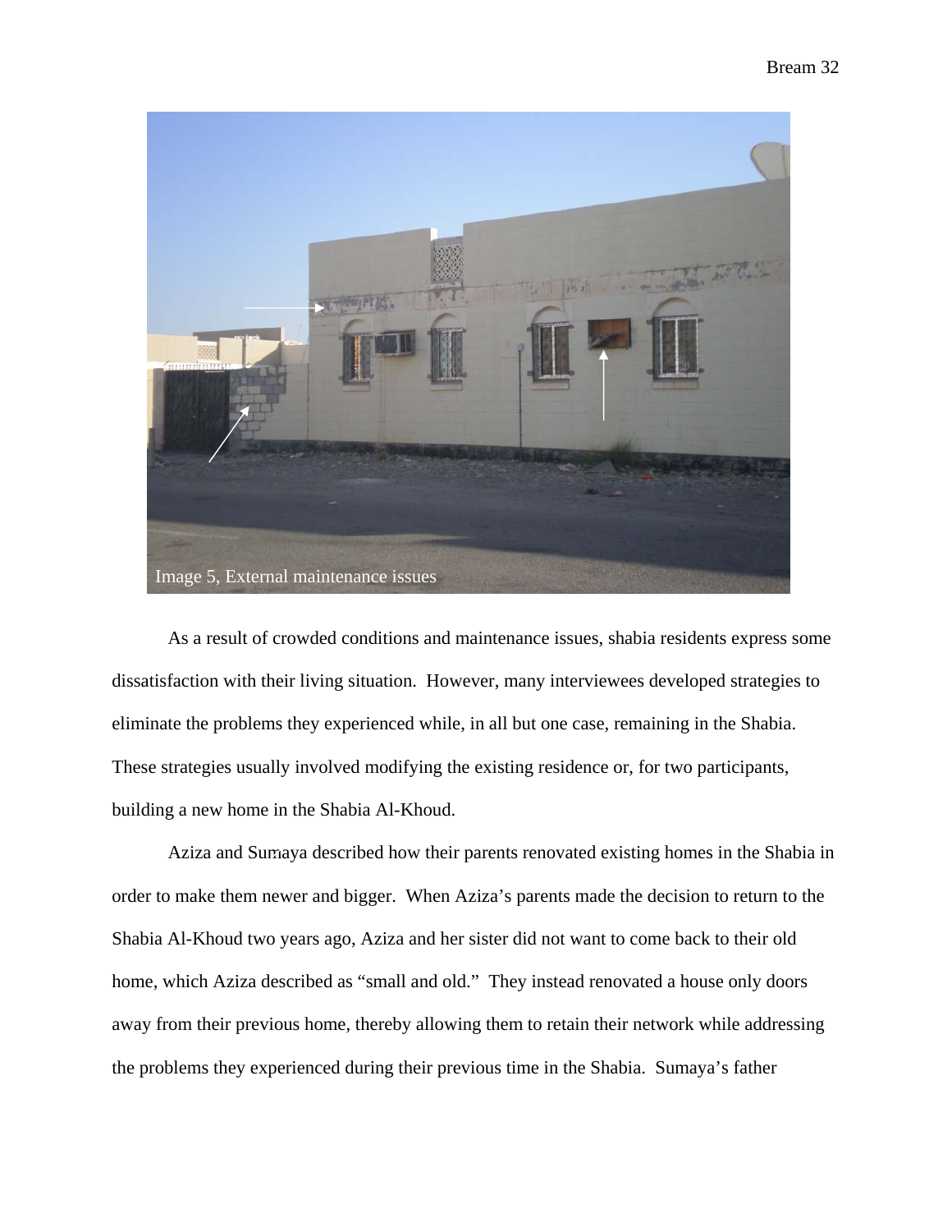Image 5, External maintenance issues

As a result of crowded conditions and maintenance issues, shabia residents express some dissatisfaction with their living situation. However, many interviewees developed strategies to eliminate the problems they experienced while, in all but one case, remaining in the Shabia. These strategies usually involved modifying the existing residence or, for two participants, building a new home in the Shabia Al-Khoud.

Aziza and Sumaya described how their parents renovated existing homes in the Shabia in order to make them newer and bigger. When Aziza's parents made the decision to return to the Shabia Al-Khoud two years ago, Aziza and her sister did not want to come back to their old home, which Aziza described as "small and old." They instead renovated a house only doors away from their previous home, thereby allowing them to retain their network while addressing the problems they experienced during their previous time in the Shabia. Sumaya's father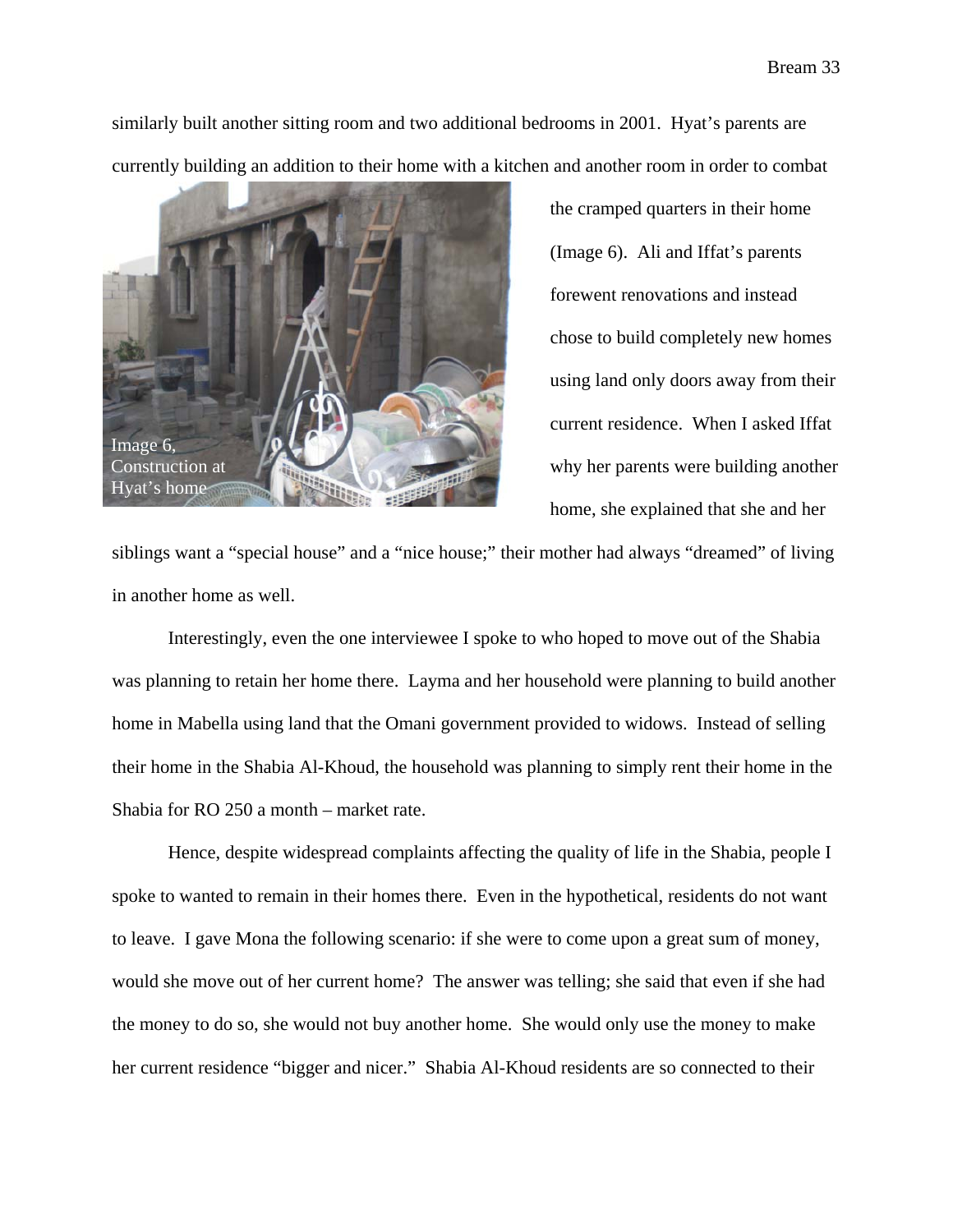similarly built another sitting room and two additional bedrooms in 2001. Hyat's parents are currently building an addition to their home with a kitchen and another room in order to combat the cramped quarters in their home (Image 6). Ali and Iffat's parents forewent renovations and instead chose to build completely new homes using land only doors away from their current residence. When I asked Iffat why her parents were building another home, she explained that she and her siblings want a "special house" and a "nice house;" their mother had always "dreamed" of living in another home as well.

Image 6, Construction at Hyat's home

Interestingly, even the one interviewee I spoke to who hoped to move out of the Shabia was planning to retain her home there. Layma and her household were planning to build another home in Mabella using land that the Omani government provided to widows. Instead of selling their home in the Shabia Al-Khoud, the household was planning to simply rent their home in the Shabia for RO 250 a month – market rate.

Hence, despite widespread complaints affecting the quality of life in the Shabia, people I spoke to wanted to remain in their homes there. Even in the hypothetical, residents do not want to leave. I gave Mona the following scenario: if she were to come upon a great sum of money, would she move out of her current home? The answer was telling; she said that even if she had the money to do so, she would not buy another home. She would only use the money to make her current residence "bigger and nicer." Shabia Al-Khoud residents are so connected to their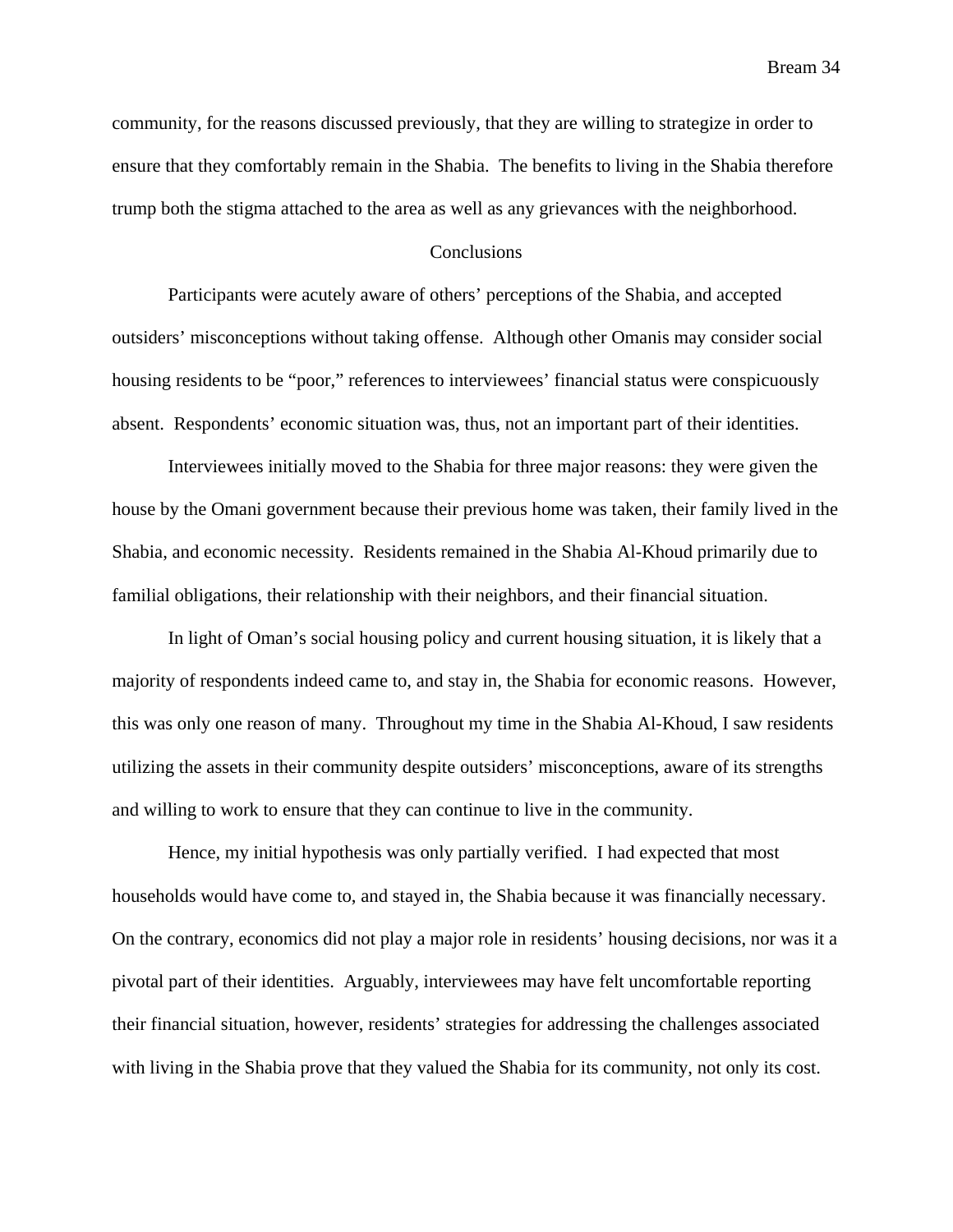community, for the reasons discussed previously, that they are willing to strategize in order to ensure that they comfortably remain in the Shabia. The benefits to living in the Shabia therefore trump both the stigma attached to the area as well as any grievances with the neighborhood.

## Conclusions

Participants were acutely aware of others' perceptions of the Shabia, and accepted outsiders' misconceptions without taking offense. Although other Omanis may consider social housing residents to be "poor," references to interviewees' financial status were conspicuously absent. Respondents' economic situation was, thus, not an important part of their identities.

Interviewees initially moved to the Shabia for three major reasons: they were given the house by the Omani government because their previous home was taken, their family lived in the Shabia, and economic necessity. Residents remained in the Shabia Al-Khoud primarily due to familial obligations, their relationship with their neighbors, and their financial situation.

In light of Oman's social housing policy and current housing situation, it is likely that a majority of respondents indeed came to, and stay in, the Shabia for economic reasons. However, this was only one reason of many. Throughout my time in the Shabia Al-Khoud, I saw residents utilizing the assets in their community despite outsiders' misconceptions, aware of its strengths and willing to work to ensure that they can continue to live in the community.

Hence, my initial hypothesis was only partially verified. I had expected that most households would have come to, and stayed in, the Shabia because it was financially necessary. On the contrary, economics did not play a major role in residents' housing decisions, nor was it a pivotal part of their identities. Arguably, interviewees may have felt uncomfortable reporting their financial situation, however, residents' strategies for addressing the challenges associated with living in the Shabia prove that they valued the Shabia for its community, not only its cost.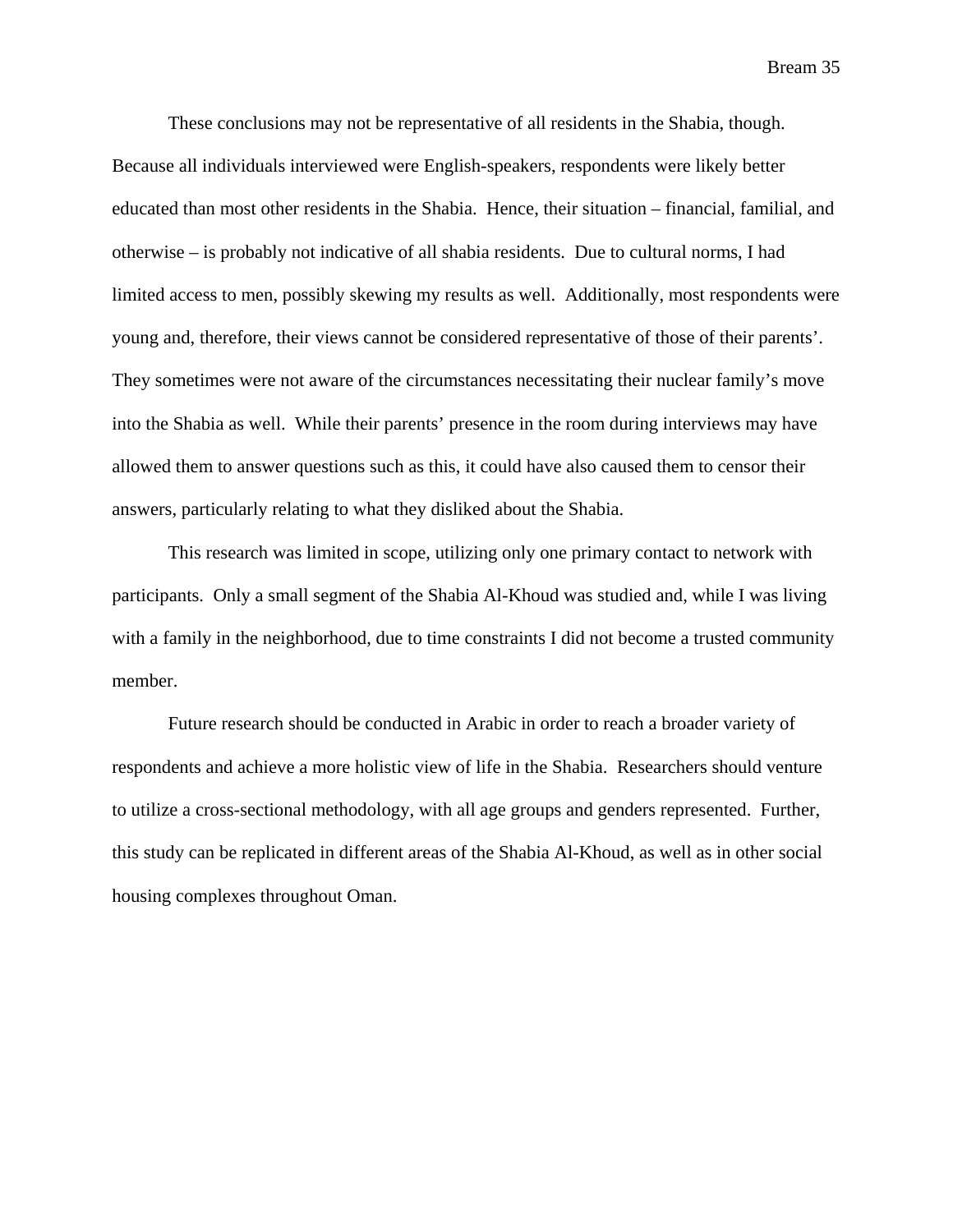These conclusions may not be representative of all residents in the Shabia, though. Because all individuals interviewed were English-speakers, respondents were likely better educated than most other residents in the Shabia. Hence, their situation – financial, familial, and otherwise – is probably not indicative of all shabia residents. Due to cultural norms, I had limited access to men, possibly skewing my results as well. Additionally, most respondents were young and, therefore, their views cannot be considered representative of those of their parents'. They sometimes were not aware of the circumstances necessitating their nuclear family's move into the Shabia as well. While their parents' presence in the room during interviews may have allowed them to answer questions such as this, it could have also caused them to censor their answers, particularly relating to what they disliked about the Shabia.

This research was limited in scope, utilizing only one primary contact to network with participants. Only a small segment of the Shabia Al-Khoud was studied and, while I was living with a family in the neighborhood, due to time constraints I did not become a trusted community member.

Future research should be conducted in Arabic in order to reach a broader variety of respondents and achieve a more holistic view of life in the Shabia. Researchers should venture to utilize a cross-sectional methodology, with all age groups and genders represented. Further, this study can be replicated in different areas of the Shabia Al-Khoud, as well as in other social housing complexes throughout Oman.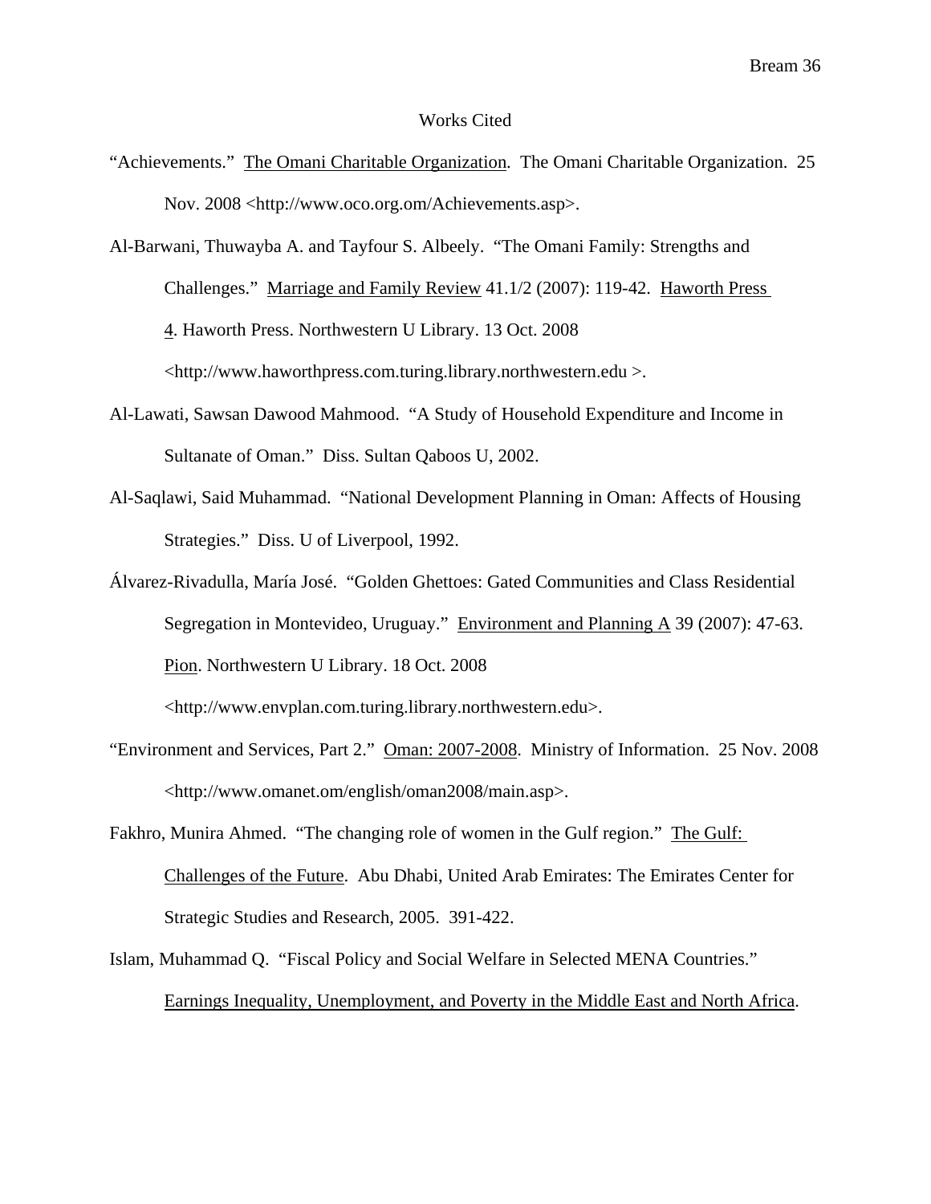# Works Cited

"Achievements." The Omani Charitable Organization. The Omani Charitable Organization. 25 Nov. 2008 <http://www.oco.org.om/Achievements.asp>.

Al-Barwani, Thuwayba A. and Tayfour S. Albeely. "The Omani Family: Strengths and Challenges." Marriage and Family Review 41.1/2 (2007): 119-42. Haworth Press 4. Haworth Press. Northwestern U Library. 13 Oct. 2008 <http://www.haworthpress.com.turing.library.northwestern.edu >.

Al-Lawati, Sawsan Dawood Mahmood. "A Study of Household Expenditure and Income in Sultanate of Oman." Diss. Sultan Qaboos U, 2002.

Al-Saqlawi, Said Muhammad. "National Development Planning in Oman: Affects of Housing Strategies." Diss. U of Liverpool, 1992.

Álvarez-Rivadulla, María José. "Golden Ghettoes: Gated Communities and Class Residential Segregation in Montevideo, Uruguay." Environment and Planning A 39 (2007): 47-63. Pion. Northwestern U Library. 18 Oct. 2008 <http://www.envplan.com.turing.library.northwestern.edu>.

"Environment and Services, Part 2." Oman: 2007-2008. Ministry of Information. 25 Nov. 2008 <http://www.omanet.om/english/oman2008/main.asp>.

Fakhro, Munira Ahmed. "The changing role of women in the Gulf region." The Gulf: Challenges of the Future. Abu Dhabi, United Arab Emirates: The Emirates Center for Strategic Studies and Research, 2005. 391-422.

Islam, Muhammad Q. "Fiscal Policy and Social Welfare in Selected MENA Countries." Earnings Inequality, Unemployment, and Poverty in the Middle East and North Africa.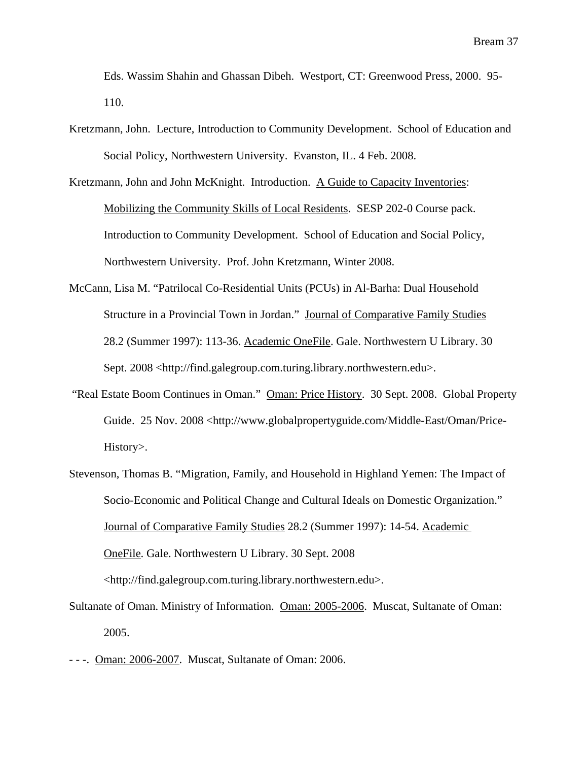Eds. Wassim Shahin and Ghassan Dibeh. Westport, CT: Greenwood Press, 2000. 95-110.

Kretzmann, John. Lecture, Introduction to Community Development. School of Education and Social Policy, Northwestern University. Evanston, IL. 4 Feb. 2008.

Kretzmann, John and John McKnight. Introduction. A Guide to Capacity Inventories: Mobilizing the Community Skills of Local Residents. SESP 202-0 Course pack. Introduction to Community Development. School of Education and Social Policy, Northwestern University. Prof. John Kretzmann, Winter 2008.

McCann, Lisa M. "Patrilocal Co-Residential Units (PCUs) in Al-Barha: Dual Household Structure in a Provincial Town in Jordan." Journal of Comparative Family Studies 28.2 (Summer 1997): 113-36. Academic OneFile. Gale. Northwestern U Library. 30 Sept. 2008 <http://find.galegroup.com.turing.library.northwestern.edu>.

"Real Estate Boom Continues in Oman." Oman: Price History. 30 Sept. 2008. Global Property Guide. 25 Nov. 2008 <http://www.globalpropertyguide.com/Middle-East/Oman/Price-History>.

Stevenson, Thomas B. "Migration, Family, and Household in Highland Yemen: The Impact of Socio-Economic and Political Change and Cultural Ideals on Domestic Organization." Journal of Comparative Family Studies 28.2 (Summer 1997): 14-54. Academic OneFile. Gale. Northwestern U Library. 30 Sept. 2008 <http://find.galegroup.com.turing.library.northwestern.edu>.

Sultanate of Oman. Ministry of Information. Oman: 2005-2006. Muscat, Sultanate of Oman: 2005.

- - -. Oman: 2006-2007. Muscat, Sultanate of Oman: 2006.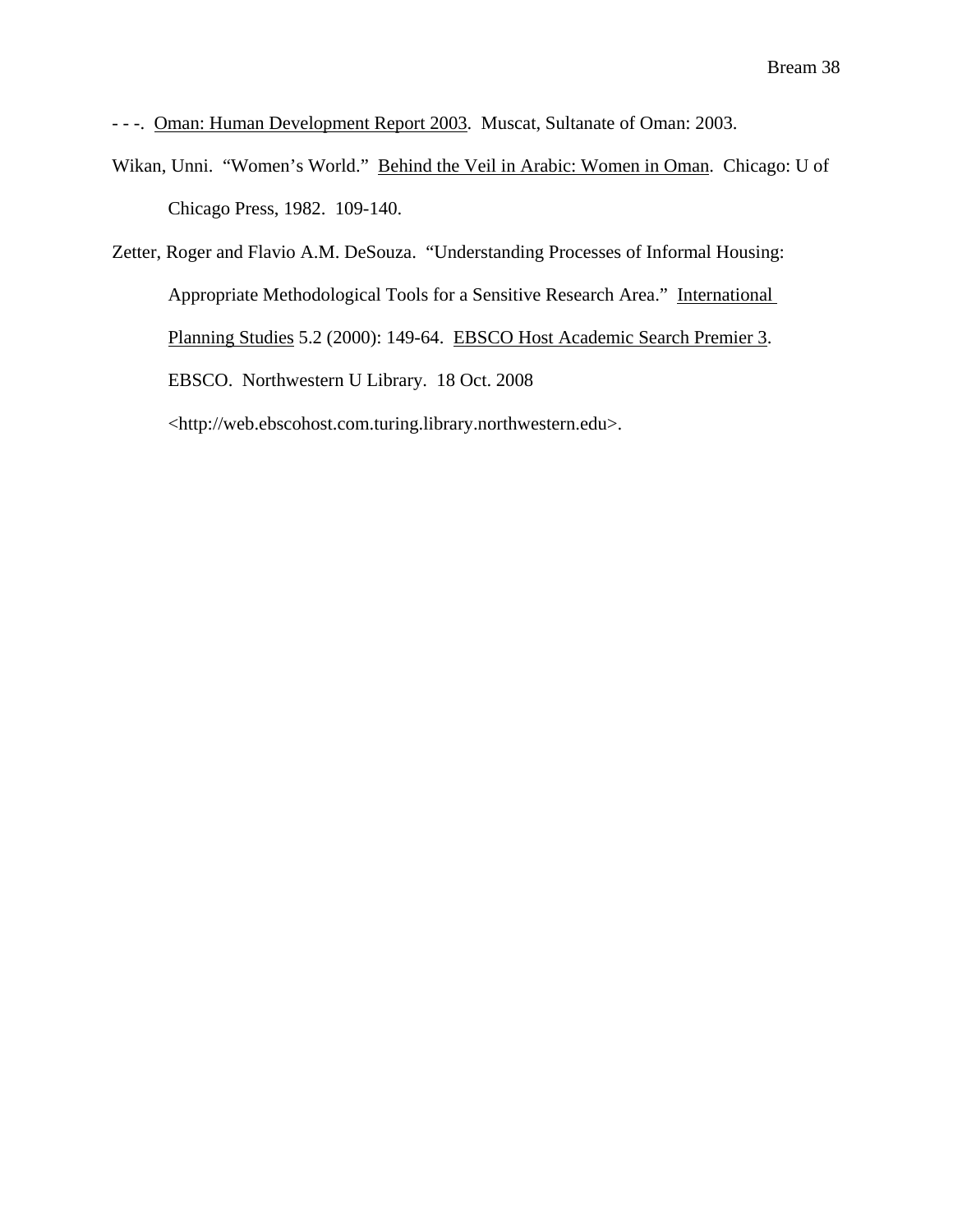- - -. Oman: Human Development Report 2003. Muscat, Sultanate of Oman: 2003.

Wikan, Unni. "Women's World." Behind the Veil in Arabic: Women in Oman. Chicago: U of Chicago Press, 1982. 109-140.

Zetter, Roger and Flavio A.M. DeSouza. "Understanding Processes of Informal Housing: Appropriate Methodological Tools for a Sensitive Research Area." International Planning Studies 5.2 (2000): 149-64. EBSCO Host Academic Search Premier 3. EBSCO. Northwestern U Library. 18 Oct. 2008 <http://web.ebscohost.com.turing.library.northwestern.edu>.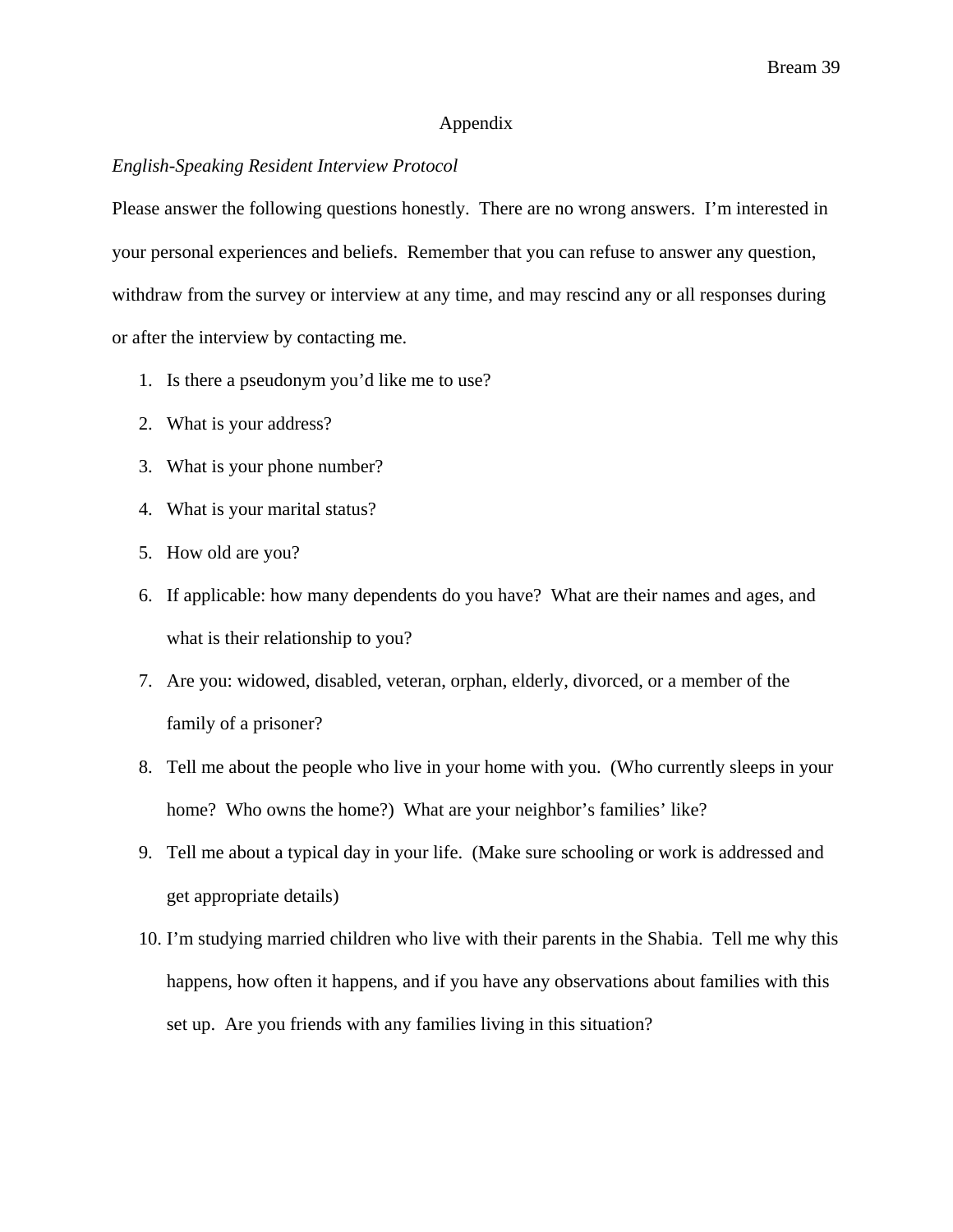# Appendix

*English-Speaking Resident Interview Protocol*

Please answer the following questions honestly. There are no wrong answers. I'm interested in your personal experiences and beliefs. Remember that you can refuse to answer any question, withdraw from the survey or interview at any time, and may rescind any or all responses during or after the interview by contacting me.

1. Is there a pseudonym you'd like me to use?
2. What is your address?
3. What is your phone number?
4. What is your marital status?
5. How old are you?
6. If applicable: how many dependents do you have? What are their names and ages, and what is their relationship to you?
7. Are you: widowed, disabled, veteran, orphan, elderly, divorced, or a member of the family of a prisoner?
8. Tell me about the people who live in your home with you. (Who currently sleeps in your home? Who owns the home?) What are your neighbor's families' like?
9. Tell me about a typical day in your life. (Make sure schooling or work is addressed and get appropriate details)
10. I'm studying married children who live with their parents in the Shabia. Tell me why this happens, how often it happens, and if you have any observations about families with this set up. Are you friends with any families living in this situation?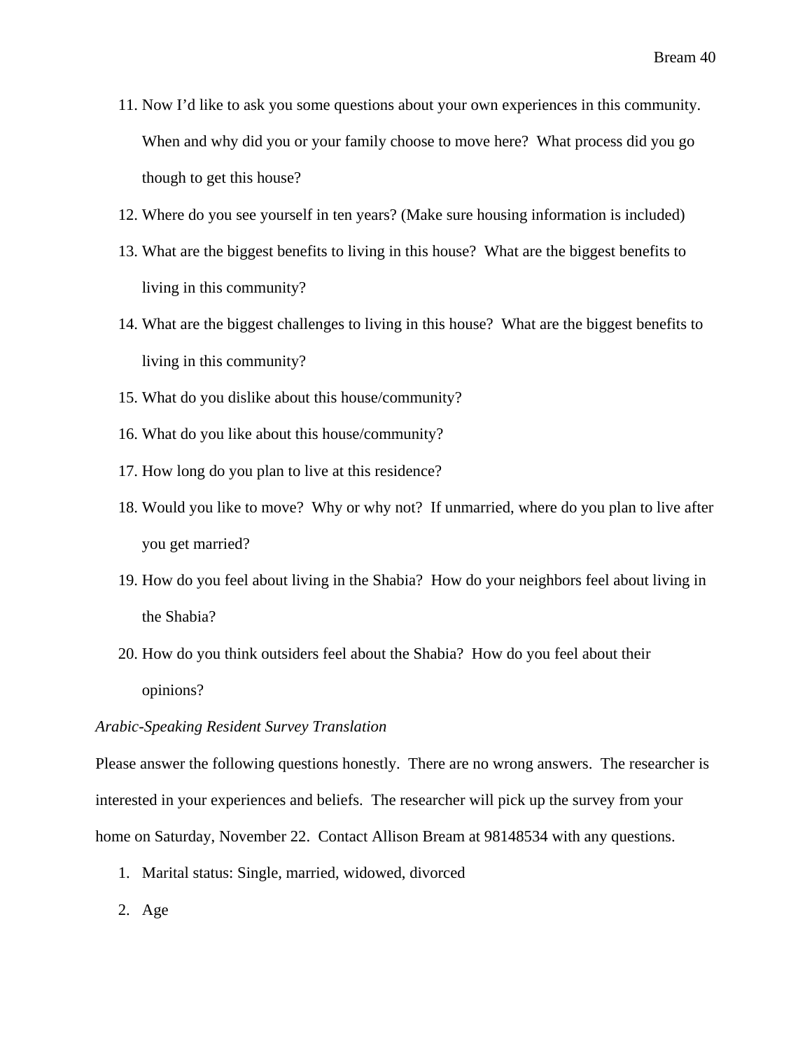11. Now I'd like to ask you some questions about your own experiences in this community. When and why did you or your family choose to move here? What process did you go though to get this house?
12. Where do you see yourself in ten years? (Make sure housing information is included)
13. What are the biggest benefits to living in this house? What are the biggest benefits to living in this community?
14. What are the biggest challenges to living in this house? What are the biggest benefits to living in this community?
15. What do you dislike about this house/community?
16. What do you like about this house/community?
17. How long do you plan to live at this residence?
18. Would you like to move? Why or why not? If unmarried, where do you plan to live after you get married?
19. How do you feel about living in the Shabia? How do your neighbors feel about living in the Shabia?
20. How do you think outsiders feel about the Shabia? How do you feel about their opinions?

*Arabic-Speaking Resident Survey Translation*

Please answer the following questions honestly. There are no wrong answers. The researcher is interested in your experiences and beliefs. The researcher will pick up the survey from your home on Saturday, November 22. Contact Allison Bream at 98148534 with any questions.

1. Marital status: Single, married, widowed, divorced
2. Age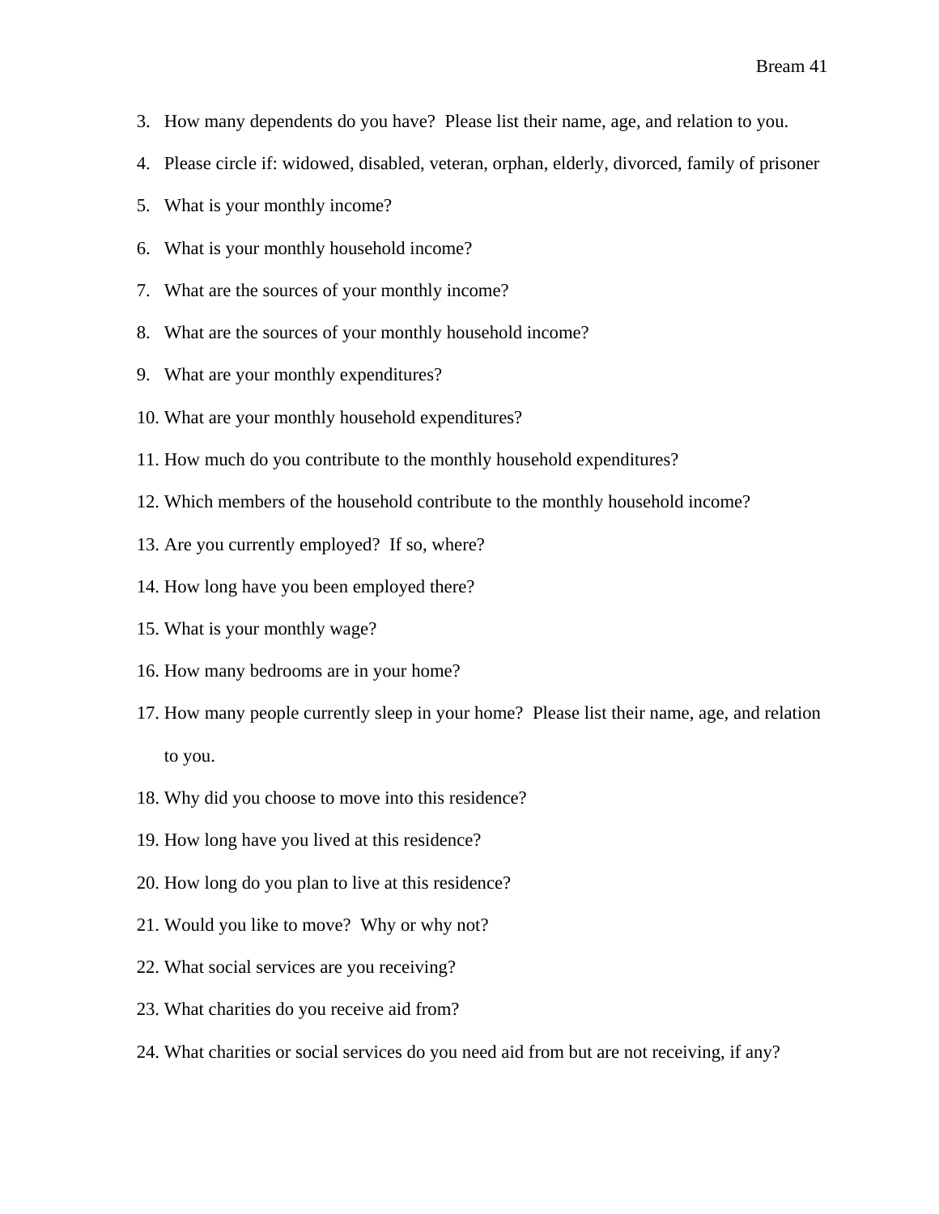3. How many dependents do you have? Please list their name, age, and relation to you.
4. Please circle if: widowed, disabled, veteran, orphan, elderly, divorced, family of prisoner
5. What is your monthly income?
6. What is your monthly household income?
7. What are the sources of your monthly income?
8. What are the sources of your monthly household income?
9. What are your monthly expenditures?
10. What are your monthly household expenditures?
11. How much do you contribute to the monthly household expenditures?
12. Which members of the household contribute to the monthly household income?
13. Are you currently employed? If so, where?
14. How long have you been employed there?
15. What is your monthly wage?
16. How many bedrooms are in your home?
17. How many people currently sleep in your home? Please list their name, age, and relation to you.
18. Why did you choose to move into this residence?
19. How long have you lived at this residence?
20. How long do you plan to live at this residence?
21. Would you like to move? Why or why not?
22. What social services are you receiving?
23. What charities do you receive aid from?
24. What charities or social services do you need aid from but are not receiving, if any?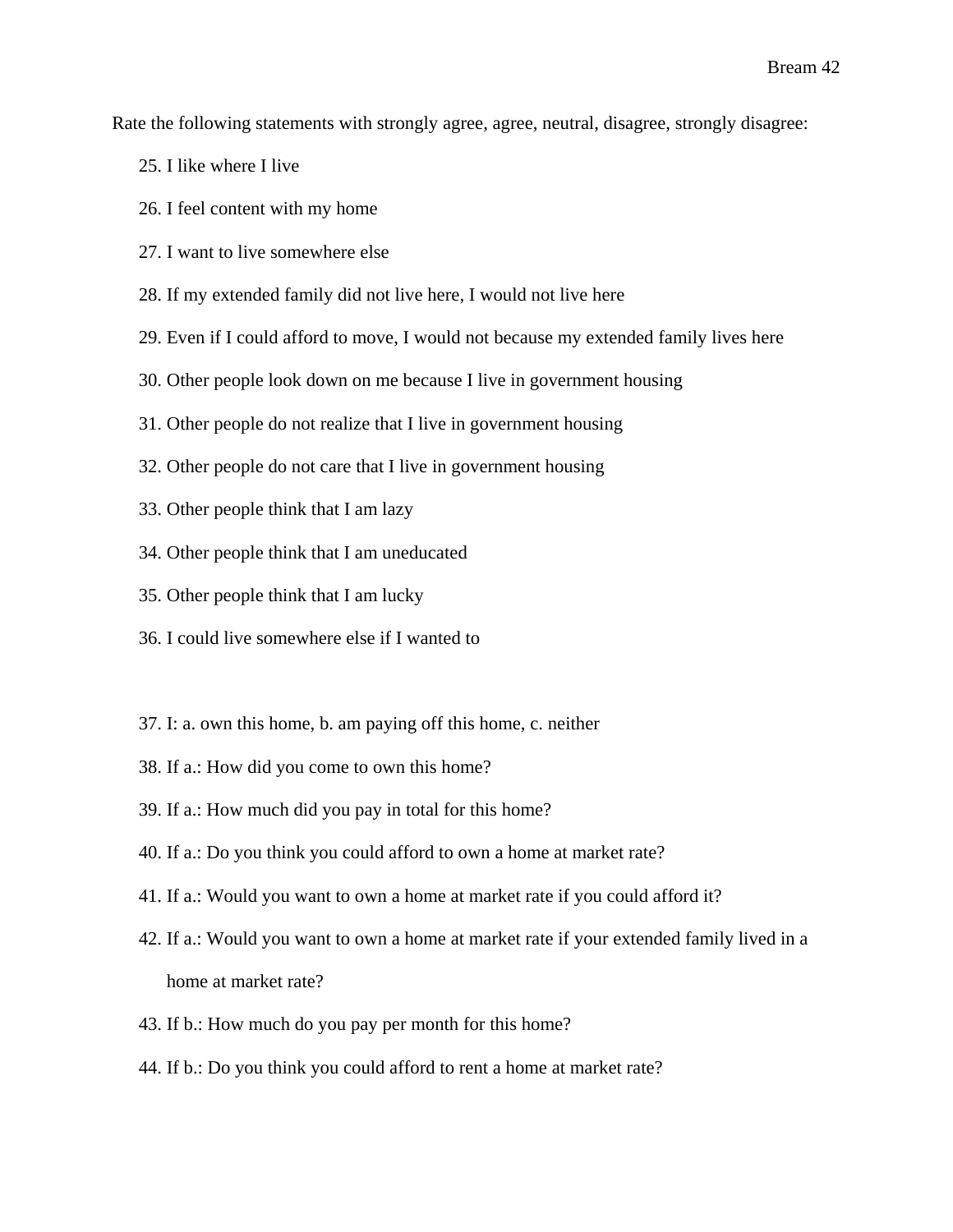Rate the following statements with strongly agree, agree, neutral, disagree, strongly disagree:

25. I like where I live
26. I feel content with my home
27. I want to live somewhere else
28. If my extended family did not live here, I would not live here
29. Even if I could afford to move, I would not because my extended family lives here
30. Other people look down on me because I live in government housing
31. Other people do not realize that I live in government housing
32. Other people do not care that I live in government housing
33. Other people think that I am lazy
34. Other people think that I am uneducated
35. Other people think that I am lucky
36. I could live somewhere else if I wanted to

37. I: a. own this home, b. am paying off this home, c. neither
38. If a.: How did you come to own this home?
39. If a.: How much did you pay in total for this home?
40. If a.: Do you think you could afford to own a home at market rate?
41. If a.: Would you want to own a home at market rate if you could afford it?
42. If a.: Would you want to own a home at market rate if your extended family lived in a home at market rate?
43. If b.: How much do you pay per month for this home?
44. If b.: Do you think you could afford to rent a home at market rate?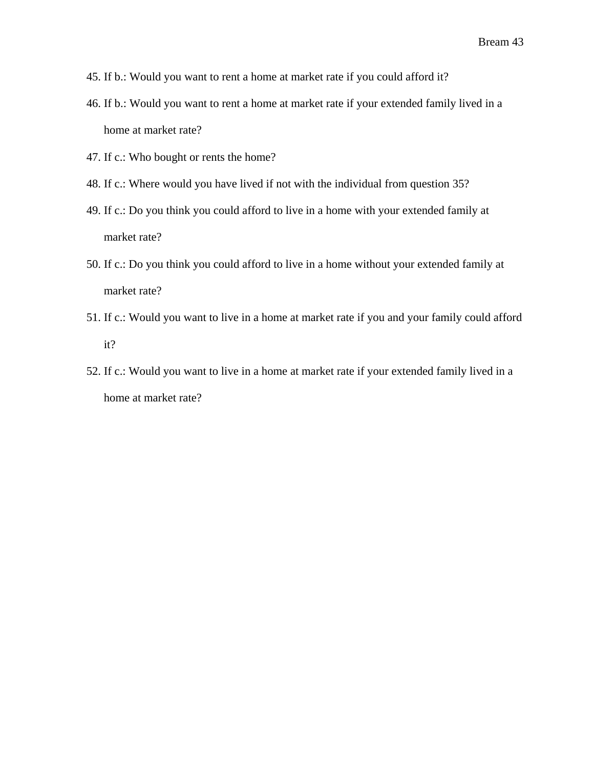45. If b.: Would you want to rent a home at market rate if you could afford it?
46. If b.: Would you want to rent a home at market rate if your extended family lived in a home at market rate?
47. If c.: Who bought or rents the home?
48. If c.: Where would you have lived if not with the individual from question 35?
49. If c.: Do you think you could afford to live in a home with your extended family at market rate?
50. If c.: Do you think you could afford to live in a home without your extended family at market rate?
51. If c.: Would you want to live in a home at market rate if you and your family could afford it?
52. If c.: Would you want to live in a home at market rate if your extended family lived in a home at market rate?